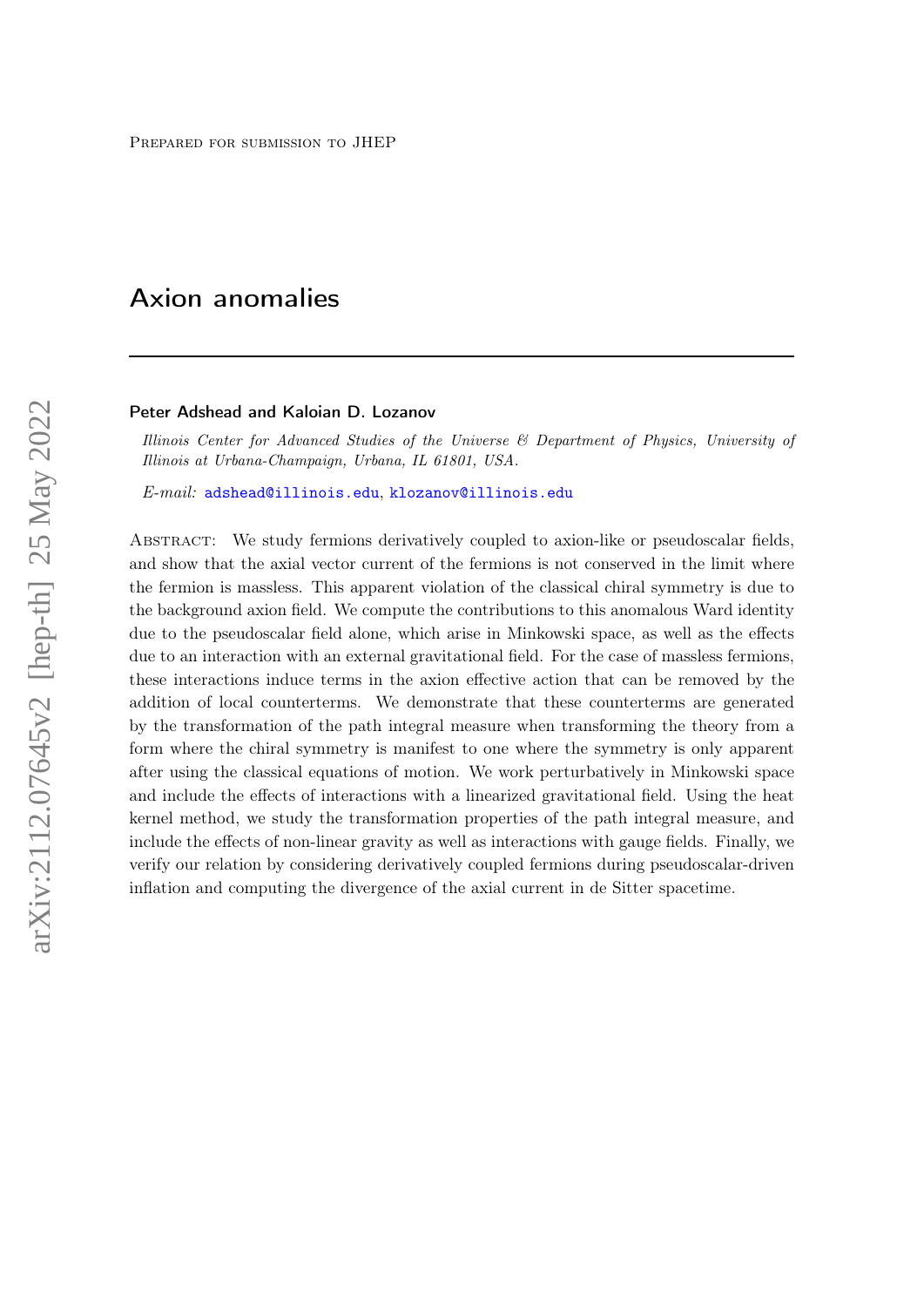Prepared for submission to JHEP

# Axion anomalies

**Peter Adshead and Kaloian D. Lozanov**

*Illinois Center for Advanced Studies of the Universe & Department of Physics, University of Illinois at Urbana-Champaign, Urbana, IL 61801, USA.*

*E-mail:* adshead@illinois.edu, klozanov@illinois.edu

Abstract: We study fermions derivatively coupled to axion-like or pseudoscalar fields, and show that the axial vector current of the fermions is not conserved in the limit where the fermion is massless. This apparent violation of the classical chiral symmetry is due to the background axion field. We compute the contributions to this anomalous Ward identity due to the pseudoscalar field alone, which arise in Minkowski space, as well as the effects due to an interaction with an external gravitational field. For the case of massless fermions, these interactions induce terms in the axion effective action that can be removed by the addition of local counterterms. We demonstrate that these counterterms are generated by the transformation of the path integral measure when transforming the theory from a form where the chiral symmetry is manifest to one where the symmetry is only apparent after using the classical equations of motion. We work perturbatively in Minkowski space and include the effects of interactions with a linearized gravitational field. Using the heat kernel method, we study the transformation properties of the path integral measure, and include the effects of non-linear gravity as well as interactions with gauge fields. Finally, we verify our relation by considering derivatively coupled fermions during pseudoscalar-driven inflation and computing the divergence of the axial current in de Sitter spacetime.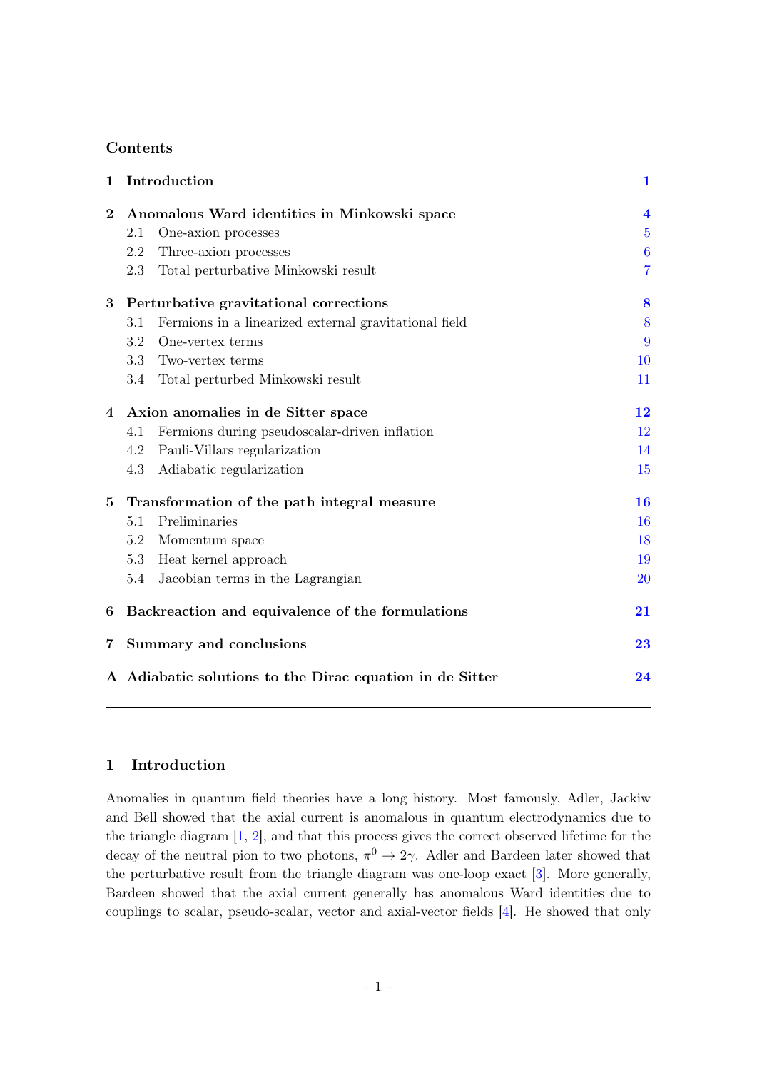## Contents

| | | |
|---|---|---|
| **1** | **Introduction** | **1** |
| **2** | **Anomalous Ward identities in Minkowski space** | **4** |
| | 2.1 One-axion processes | 5 |
| | 2.2 Three-axion processes | 6 |
| | 2.3 Total perturbative Minkowski result | 7 |
| **3** | **Perturbative gravitational corrections** | **8** |
| | 3.1 Fermions in a linearized external gravitational field | 8 |
| | 3.2 One-vertex terms | 9 |
| | 3.3 Two-vertex terms | 10 |
| | 3.4 Total perturbed Minkowski result | 11 |
| **4** | **Axion anomalies in de Sitter space** | **12** |
| | 4.1 Fermions during pseudoscalar-driven inflation | 12 |
| | 4.2 Pauli-Villars regularization | 14 |
| | 4.3 Adiabatic regularization | 15 |
| **5** | **Transformation of the path integral measure** | **16** |
| | 5.1 Preliminaries | 16 |
| | 5.2 Momentum space | 18 |
| | 5.3 Heat kernel approach | 19 |
| | 5.4 Jacobian terms in the Lagrangian | 20 |
| **6** | **Backreaction and equivalence of the formulations** | **21** |
| **7** | **Summary and conclusions** | **23** |
| **A** | **Adiabatic solutions to the Dirac equation in de Sitter** | **24** |

## 1 Introduction

Anomalies in quantum field theories have a long history. Most famously, Adler, Jackiw and Bell showed that the axial current is anomalous in quantum electrodynamics due to the triangle diagram [1, 2], and that this process gives the correct observed lifetime for the decay of the neutral pion to two photons, $\pi^0 \to 2\gamma$. Adler and Bardeen later showed that the perturbative result from the triangle diagram was one-loop exact [3]. More generally, Bardeen showed that the axial current generally has anomalous Ward identities due to couplings to scalar, pseudo-scalar, vector and axial-vector fields [4]. He showed that only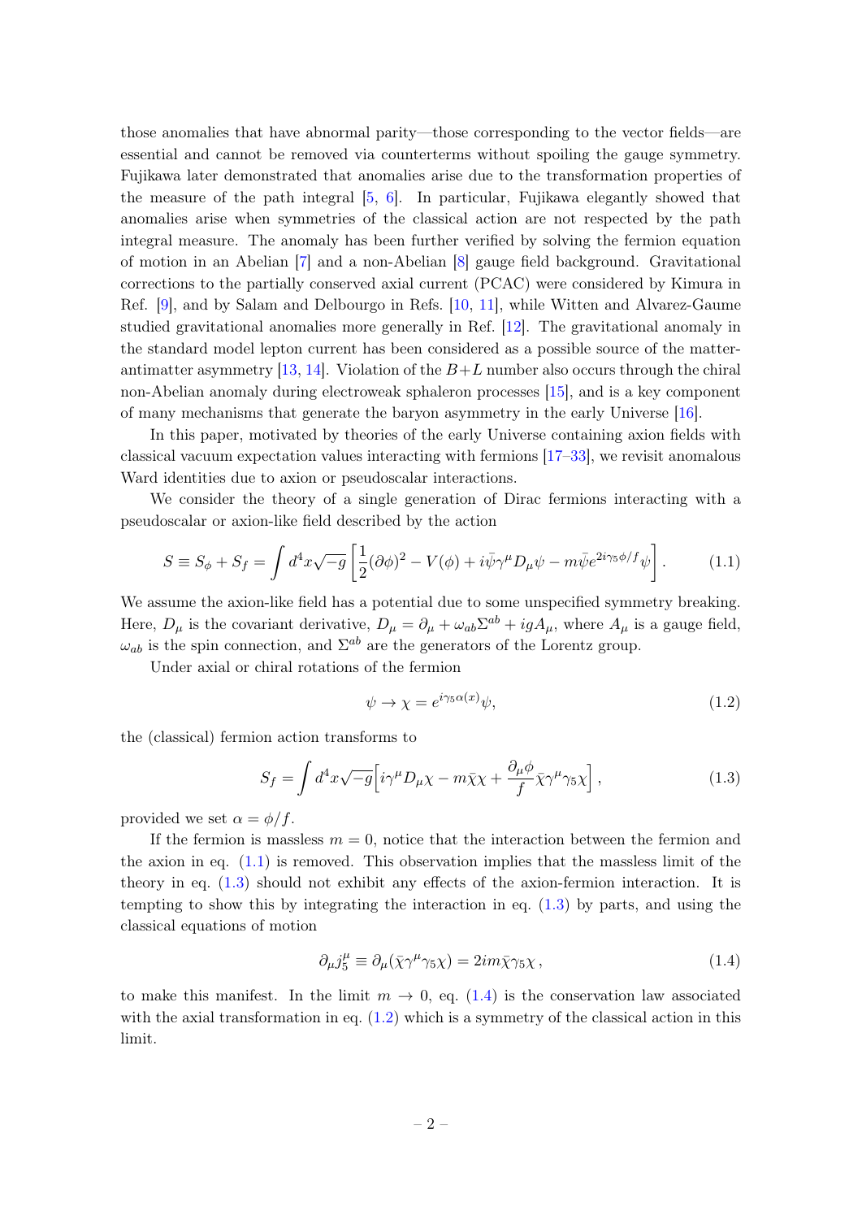those anomalies that have abnormal parity—those corresponding to the vector fields—are essential and cannot be removed via counterterms without spoiling the gauge symmetry. Fujikawa later demonstrated that anomalies arise due to the transformation properties of the measure of the path integral [5, 6]. In particular, Fujikawa elegantly showed that anomalies arise when symmetries of the classical action are not respected by the path integral measure. The anomaly has been further verified by solving the fermion equation of motion in an Abelian [7] and a non-Abelian [8] gauge field background. Gravitational corrections to the partially conserved axial current (PCAC) were considered by Kimura in Ref. [9], and by Salam and Delbourgo in Refs. [10, 11], while Witten and Alvarez-Gaume studied gravitational anomalies more generally in Ref. [12]. The gravitational anomaly in the standard model lepton current has been considered as a possible source of the matter-antimatter asymmetry [13, 14]. Violation of the $B+L$ number also occurs through the chiral non-Abelian anomaly during electroweak sphaleron processes [15], and is a key component of many mechanisms that generate the baryon asymmetry in the early Universe [16].

In this paper, motivated by theories of the early Universe containing axion fields with classical vacuum expectation values interacting with fermions [17–33], we revisit anomalous Ward identities due to axion or pseudoscalar interactions.

We consider the theory of a single generation of Dirac fermions interacting with a pseudoscalar or axion-like field described by the action

$$S \equiv S_\phi + S_f = \int d^4x\sqrt{-g}\left[\frac{1}{2}(\partial\phi)^2 - V(\phi) + i\bar{\psi}\gamma^\mu D_\mu\psi - m\bar{\psi}e^{2i\gamma_5\phi/f}\psi\right]. \tag{1.1}$$

We assume the axion-like field has a potential due to some unspecified symmetry breaking. Here, $D_\mu$ is the covariant derivative, $D_\mu = \partial_\mu + \omega_{ab}\Sigma^{ab} + igA_\mu$, where $A_\mu$ is a gauge field, $\omega_{ab}$ is the spin connection, and $\Sigma^{ab}$ are the generators of the Lorentz group.

Under axial or chiral rotations of the fermion

$$\psi \to \chi = e^{i\gamma_5\alpha(x)}\psi, \tag{1.2}$$

the (classical) fermion action transforms to

$$S_f = \int d^4x\sqrt{-g}\Big[i\gamma^\mu D_\mu\chi - m\bar{\chi}\chi + \frac{\partial_\mu\phi}{f}\bar{\chi}\gamma^\mu\gamma_5\chi\Big], \tag{1.3}$$

provided we set $\alpha = \phi/f$.

If the fermion is massless $m = 0$, notice that the interaction between the fermion and the axion in eq. (1.1) is removed. This observation implies that the massless limit of the theory in eq. (1.3) should not exhibit any effects of the axion-fermion interaction. It is tempting to show this by integrating the interaction in eq. (1.3) by parts, and using the classical equations of motion

$$\partial_\mu j_5^\mu \equiv \partial_\mu(\bar{\chi}\gamma^\mu\gamma_5\chi) = 2im\bar{\chi}\gamma_5\chi\,, \tag{1.4}$$

to make this manifest. In the limit $m \to 0$, eq. (1.4) is the conservation law associated with the axial transformation in eq. (1.2) which is a symmetry of the classical action in this limit.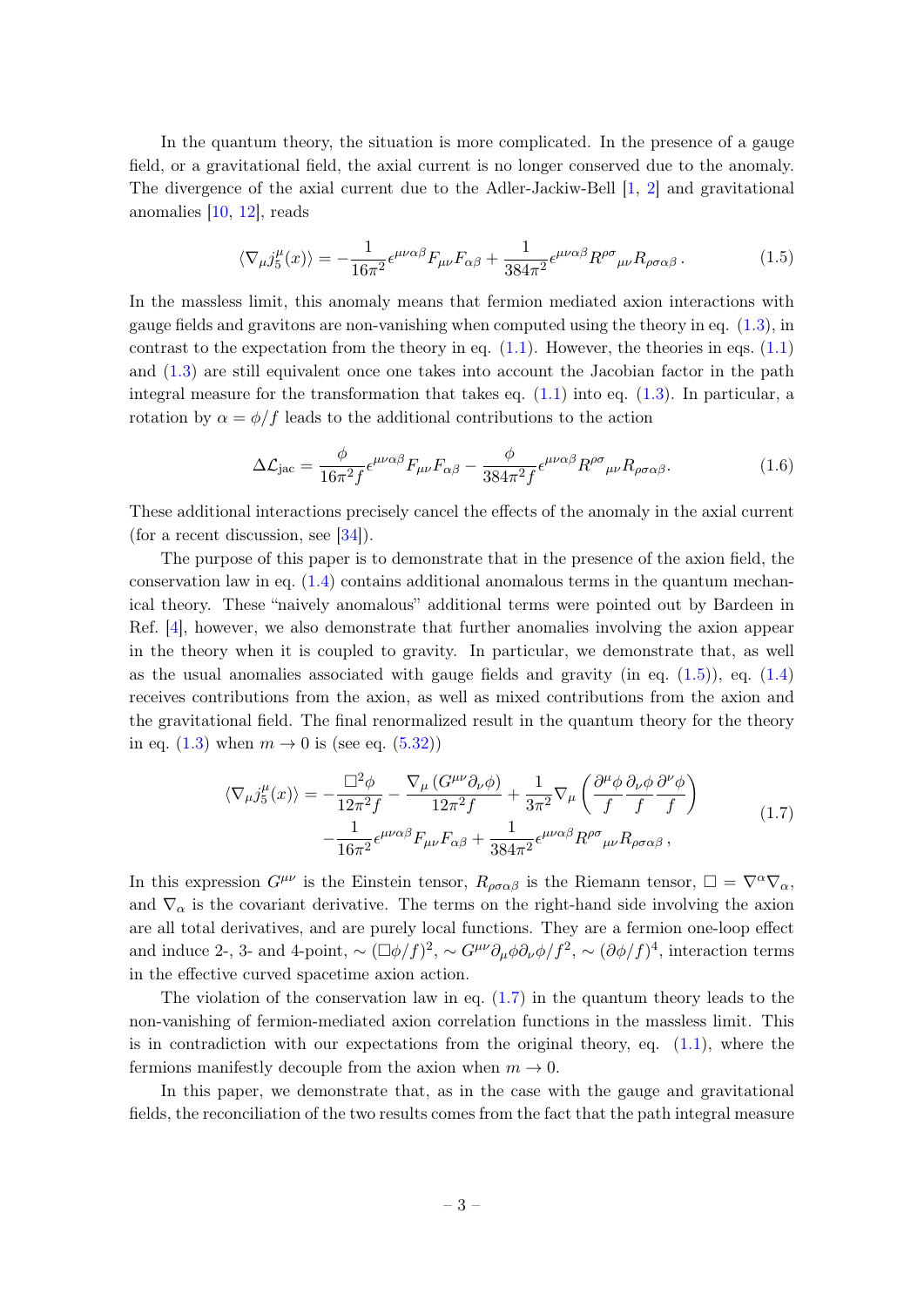In the quantum theory, the situation is more complicated. In the presence of a gauge field, or a gravitational field, the axial current is no longer conserved due to the anomaly. The divergence of the axial current due to the Adler-Jackiw-Bell [1, 2] and gravitational anomalies [10, 12], reads

$$\langle \nabla_\mu j_5^\mu(x) \rangle = -\frac{1}{16\pi^2}\epsilon^{\mu\nu\alpha\beta}F_{\mu\nu}F_{\alpha\beta} + \frac{1}{384\pi^2}\epsilon^{\mu\nu\alpha\beta}R^{\rho\sigma}{}_{\mu\nu}R_{\rho\sigma\alpha\beta}\,. \tag{1.5}$$

In the massless limit, this anomaly means that fermion mediated axion interactions with gauge fields and gravitons are non-vanishing when computed using the theory in eq. (1.3), in contrast to the expectation from the theory in eq. (1.1). However, the theories in eqs. (1.1) and (1.3) are still equivalent once one takes into account the Jacobian factor in the path integral measure for the transformation that takes eq. (1.1) into eq. (1.3). In particular, a rotation by $\alpha = \phi/f$ leads to the additional contributions to the action

$$\Delta\mathcal{L}_{\text{jac}} = \frac{\phi}{16\pi^2 f}\epsilon^{\mu\nu\alpha\beta}F_{\mu\nu}F_{\alpha\beta} - \frac{\phi}{384\pi^2 f}\epsilon^{\mu\nu\alpha\beta}R^{\rho\sigma}{}_{\mu\nu}R_{\rho\sigma\alpha\beta}. \tag{1.6}$$

These additional interactions precisely cancel the effects of the anomaly in the axial current (for a recent discussion, see [34]).

The purpose of this paper is to demonstrate that in the presence of the axion field, the conservation law in eq. (1.4) contains additional anomalous terms in the quantum mechanical theory. These "naively anomalous" additional terms were pointed out by Bardeen in Ref. [4], however, we also demonstrate that further anomalies involving the axion appear in the theory when it is coupled to gravity. In particular, we demonstrate that, as well as the usual anomalies associated with gauge fields and gravity (in eq. (1.5)), eq. (1.4) receives contributions from the axion, as well as mixed contributions from the axion and the gravitational field. The final renormalized result in the quantum theory for the theory in eq. (1.3) when $m \to 0$ is (see eq. (5.32))

$$\begin{aligned}\langle \nabla_\mu j_5^\mu(x) \rangle = &-\frac{\Box^2\phi}{12\pi^2 f} - \frac{\nabla_\mu\left(G^{\mu\nu}\partial_\nu\phi\right)}{12\pi^2 f} + \frac{1}{3\pi^2}\nabla_\mu\left(\frac{\partial^\mu\phi}{f}\frac{\partial_\nu\phi}{f}\frac{\partial^\nu\phi}{f}\right) \\ &-\frac{1}{16\pi^2}\epsilon^{\mu\nu\alpha\beta}F_{\mu\nu}F_{\alpha\beta} + \frac{1}{384\pi^2}\epsilon^{\mu\nu\alpha\beta}R^{\rho\sigma}{}_{\mu\nu}R_{\rho\sigma\alpha\beta}\,,\end{aligned} \tag{1.7}$$

In this expression $G^{\mu\nu}$ is the Einstein tensor, $R_{\rho\sigma\alpha\beta}$ is the Riemann tensor, $\Box = \nabla^\alpha\nabla_\alpha$, and $\nabla_\alpha$ is the covariant derivative. The terms on the right-hand side involving the axion are all total derivatives, and are purely local functions. They are a fermion one-loop effect and induce 2-, 3- and 4-point, $\sim (\Box\phi/f)^2$, $\sim G^{\mu\nu}\partial_\mu\phi\partial_\nu\phi/f^2$, $\sim (\partial\phi/f)^4$, interaction terms in the effective curved spacetime axion action.

The violation of the conservation law in eq. (1.7) in the quantum theory leads to the non-vanishing of fermion-mediated axion correlation functions in the massless limit. This is in contradiction with our expectations from the original theory, eq. (1.1), where the fermions manifestly decouple from the axion when $m \to 0$.

In this paper, we demonstrate that, as in the case with the gauge and gravitational fields, the reconciliation of the two results comes from the fact that the path integral measure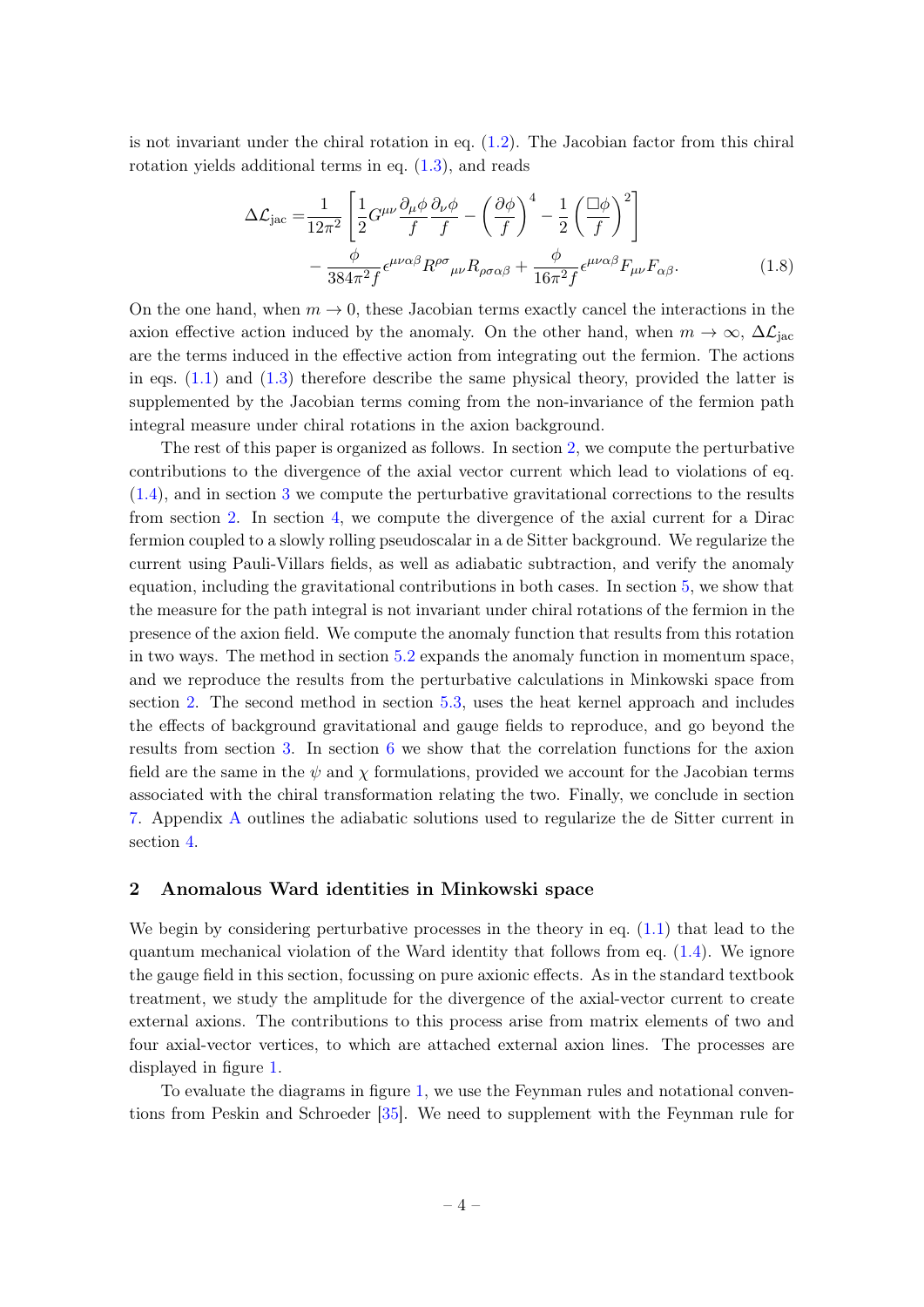is not invariant under the chiral rotation in eq. (1.2). The Jacobian factor from this chiral rotation yields additional terms in eq. (1.3), and reads

$$
\begin{aligned}
\Delta\mathcal{L}_{\rm jac} =& \frac{1}{12\pi^2}\left[\frac{1}{2}G^{\mu\nu}\frac{\partial_\mu\phi}{f}\frac{\partial_\nu\phi}{f} - \left(\frac{\partial\phi}{f}\right)^4 - \frac{1}{2}\left(\frac{\Box\phi}{f}\right)^2\right] \\
&- \frac{\phi}{384\pi^2 f}\epsilon^{\mu\nu\alpha\beta}R^{\rho\sigma}{}_{\mu\nu}R_{\rho\sigma\alpha\beta} + \frac{\phi}{16\pi^2 f}\epsilon^{\mu\nu\alpha\beta}F_{\mu\nu}F_{\alpha\beta}.
\end{aligned}
\tag{1.8}
$$

On the one hand, when $m \to 0$, these Jacobian terms exactly cancel the interactions in the axion effective action induced by the anomaly. On the other hand, when $m \to \infty$, $\Delta\mathcal{L}_{\rm jac}$ are the terms induced in the effective action from integrating out the fermion. The actions in eqs. (1.1) and (1.3) therefore describe the same physical theory, provided the latter is supplemented by the Jacobian terms coming from the non-invariance of the fermion path integral measure under chiral rotations in the axion background.

The rest of this paper is organized as follows. In section 2, we compute the perturbative contributions to the divergence of the axial vector current which lead to violations of eq. (1.4), and in section 3 we compute the perturbative gravitational corrections to the results from section 2. In section 4, we compute the divergence of the axial current for a Dirac fermion coupled to a slowly rolling pseudoscalar in a de Sitter background. We regularize the current using Pauli-Villars fields, as well as adiabatic subtraction, and verify the anomaly equation, including the gravitational contributions in both cases. In section 5, we show that the measure for the path integral is not invariant under chiral rotations of the fermion in the presence of the axion field. We compute the anomaly function that results from this rotation in two ways. The method in section 5.2 expands the anomaly function in momentum space, and we reproduce the results from the perturbative calculations in Minkowski space from section 2. The second method in section 5.3, uses the heat kernel approach and includes the effects of background gravitational and gauge fields to reproduce, and go beyond the results from section 3. In section 6 we show that the correlation functions for the axion field are the same in the $\psi$ and $\chi$ formulations, provided we account for the Jacobian terms associated with the chiral transformation relating the two. Finally, we conclude in section 7. Appendix A outlines the adiabatic solutions used to regularize the de Sitter current in section 4.

## 2 Anomalous Ward identities in Minkowski space

We begin by considering perturbative processes in the theory in eq. (1.1) that lead to the quantum mechanical violation of the Ward identity that follows from eq. (1.4). We ignore the gauge field in this section, focussing on pure axionic effects. As in the standard textbook treatment, we study the amplitude for the divergence of the axial-vector current to create external axions. The contributions to this process arise from matrix elements of two and four axial-vector vertices, to which are attached external axion lines. The processes are displayed in figure 1.

To evaluate the diagrams in figure 1, we use the Feynman rules and notational conventions from Peskin and Schroeder [35]. We need to supplement with the Feynman rule for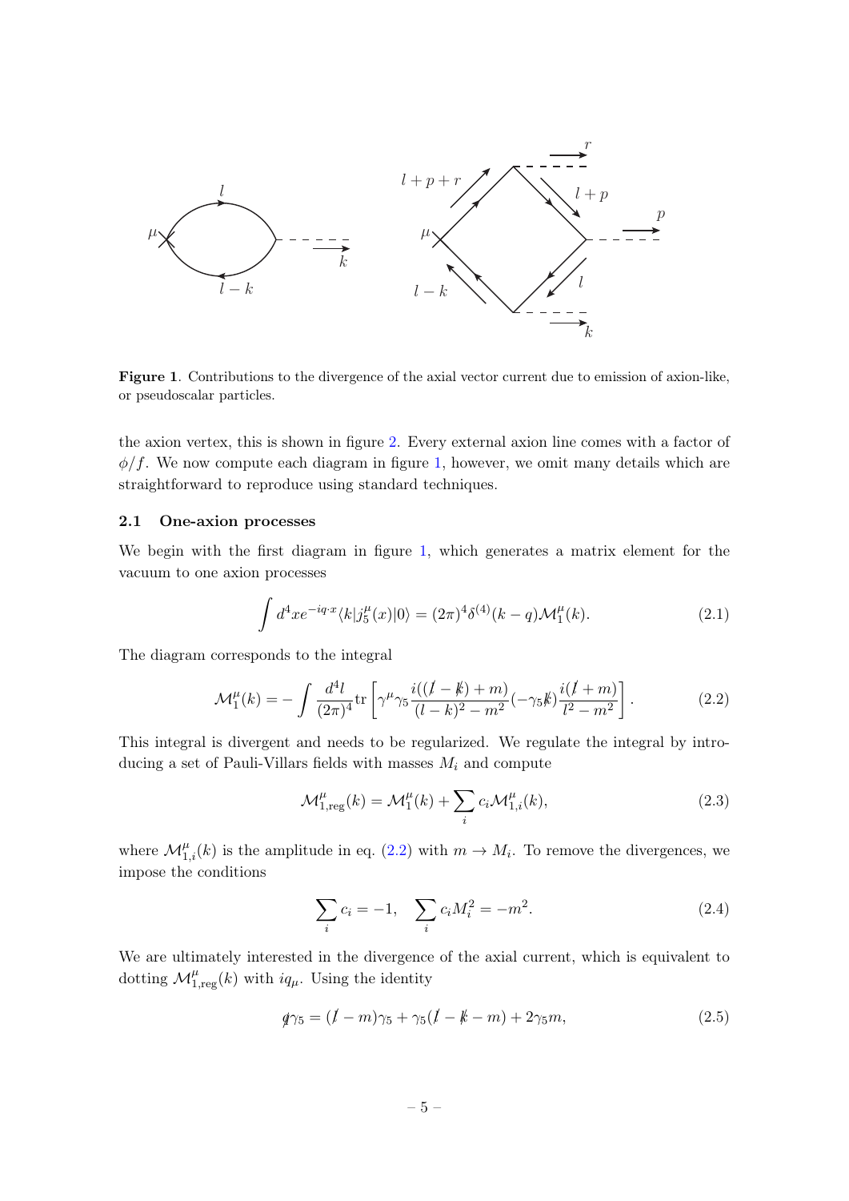**Figure 1**. Contributions to the divergence of the axial vector current due to emission of axion-like, or pseudoscalar particles.

the axion vertex, this is shown in figure 2. Every external axion line comes with a factor of $\phi/f$. We now compute each diagram in figure 1, however, we omit many details which are straightforward to reproduce using standard techniques.

### 2.1 One-axion processes

We begin with the first diagram in figure 1, which generates a matrix element for the vacuum to one axion processes

$$\int d^4x e^{-iq\cdot x}\langle k|j_5^\mu(x)|0\rangle = (2\pi)^4\delta^{(4)}(k-q)\mathcal{M}_1^\mu(k). \tag{2.1}$$

The diagram corresponds to the integral

$$\mathcal{M}_1^\mu(k) = -\int \frac{d^4l}{(2\pi)^4}\mathrm{tr}\left[\gamma^\mu\gamma_5\frac{i((\not{l}-\not{k})+m)}{(l-k)^2-m^2}(-\gamma_5\not{k})\frac{i(\not{l}+m)}{l^2-m^2}\right]. \tag{2.2}$$

This integral is divergent and needs to be regularized. We regulate the integral by introducing a set of Pauli-Villars fields with masses $M_i$ and compute

$$\mathcal{M}_{1,\mathrm{reg}}^\mu(k) = \mathcal{M}_1^\mu(k) + \sum_i c_i\mathcal{M}_{1,i}^\mu(k), \tag{2.3}$$

where $\mathcal{M}_{1,i}^\mu(k)$ is the amplitude in eq. (2.2) with $m \to M_i$. To remove the divergences, we impose the conditions

$$\sum_i c_i = -1, \quad \sum_i c_i M_i^2 = -m^2. \tag{2.4}$$

We are ultimately interested in the divergence of the axial current, which is equivalent to dotting $\mathcal{M}_{1,\mathrm{reg}}^\mu(k)$ with $iq_\mu$. Using the identity

$$\not{q}\gamma_5 = (\not{l}-m)\gamma_5 + \gamma_5(\not{l}-\not{k}-m) + 2\gamma_5 m, \tag{2.5}$$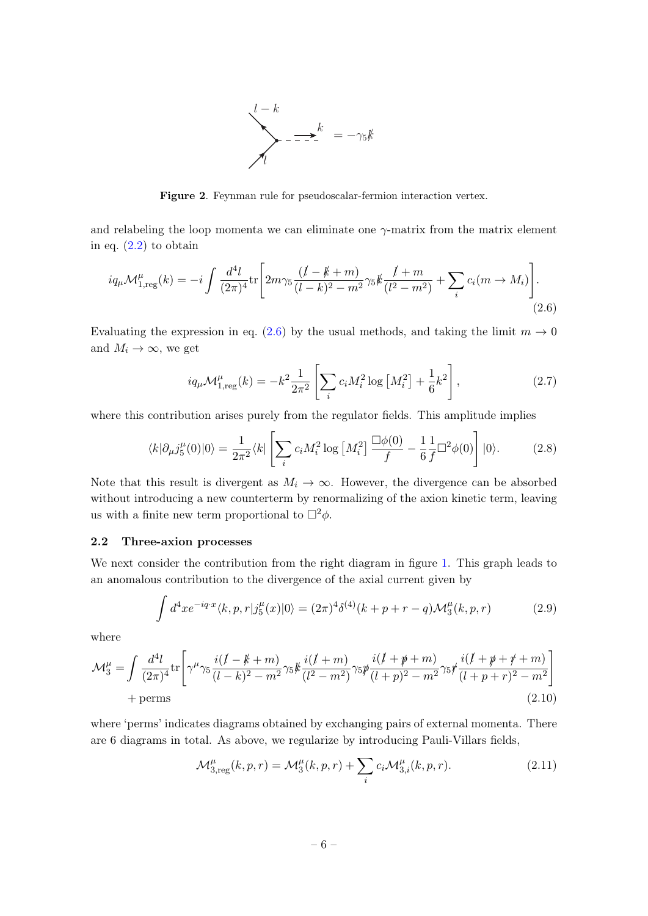$$
= -\gamma_5 \not{k}
$$

**Figure 2**. Feynman rule for pseudoscalar-fermion interaction vertex.

and relabeling the loop momenta we can eliminate one $\gamma$-matrix from the matrix element in eq. (2.2) to obtain

$$
iq_\mu \mathcal{M}^\mu_{1,\text{reg}}(k) = -i \int \frac{d^4 l}{(2\pi)^4} \text{tr}\left[ 2m\gamma_5 \frac{(\not{l} - \not{k} + m)}{(l-k)^2 - m^2} \gamma_5 \not{k} \frac{\not{l} + m}{(l^2 - m^2)} + \sum_i c_i (m \to M_i) \right]. \tag{2.6}
$$

Evaluating the expression in eq. (2.6) by the usual methods, and taking the limit $m \to 0$ and $M_i \to \infty$, we get

$$
iq_\mu \mathcal{M}^\mu_{1,\text{reg}}(k) = -k^2 \frac{1}{2\pi^2} \left[ \sum_i c_i M_i^2 \log\left[M_i^2\right] + \frac{1}{6} k^2 \right], \tag{2.7}
$$

where this contribution arises purely from the regulator fields. This amplitude implies

$$
\langle k | \partial_\mu j_5^\mu(0) | 0 \rangle = \frac{1}{2\pi^2} \langle k | \left[ \sum_i c_i M_i^2 \log\left[M_i^2\right] \frac{\Box \phi(0)}{f} - \frac{1}{6} \frac{1}{f} \Box^2 \phi(0) \right] | 0 \rangle. \tag{2.8}
$$

Note that this result is divergent as $M_i \to \infty$. However, the divergence can be absorbed without introducing a new counterterm by renormalizing of the axion kinetic term, leaving us with a finite new term proportional to $\Box^2 \phi$.

### 2.2 Three-axion processes

We next consider the contribution from the right diagram in figure 1. This graph leads to an anomalous contribution to the divergence of the axial current given by

$$
\int d^4 x e^{-iq\cdot x} \langle k, p, r | j_5^\mu(x) | 0 \rangle = (2\pi)^4 \delta^{(4)}(k + p + r - q) \mathcal{M}_3^\mu(k, p, r) \tag{2.9}
$$

where

$$
\begin{aligned}
\mathcal{M}_3^\mu = \int \frac{d^4 l}{(2\pi)^4} \text{tr}\Bigg[ &\gamma^\mu \gamma_5 \frac{i(\not{l} - \not{k} + m)}{(l-k)^2 - m^2} \gamma_5 \not{k} \frac{i(\not{l} + m)}{(l^2 - m^2)} \gamma_5 \not{p} \frac{i(\not{l} + \not{p} + m)}{(l+p)^2 - m^2} \gamma_5 \not{r} \frac{i(\not{l} + \not{p} + \not{r} + m)}{(l+p+r)^2 - m^2} \Bigg] \\
&+ \text{perms}
\end{aligned} \tag{2.10}
$$

where 'perms' indicates diagrams obtained by exchanging pairs of external momenta. There are 6 diagrams in total. As above, we regularize by introducing Pauli-Villars fields,

$$
\mathcal{M}^\mu_{3,\text{reg}}(k, p, r) = \mathcal{M}^\mu_3(k, p, r) + \sum_i c_i \mathcal{M}^\mu_{3,i}(k, p, r). \tag{2.11}
$$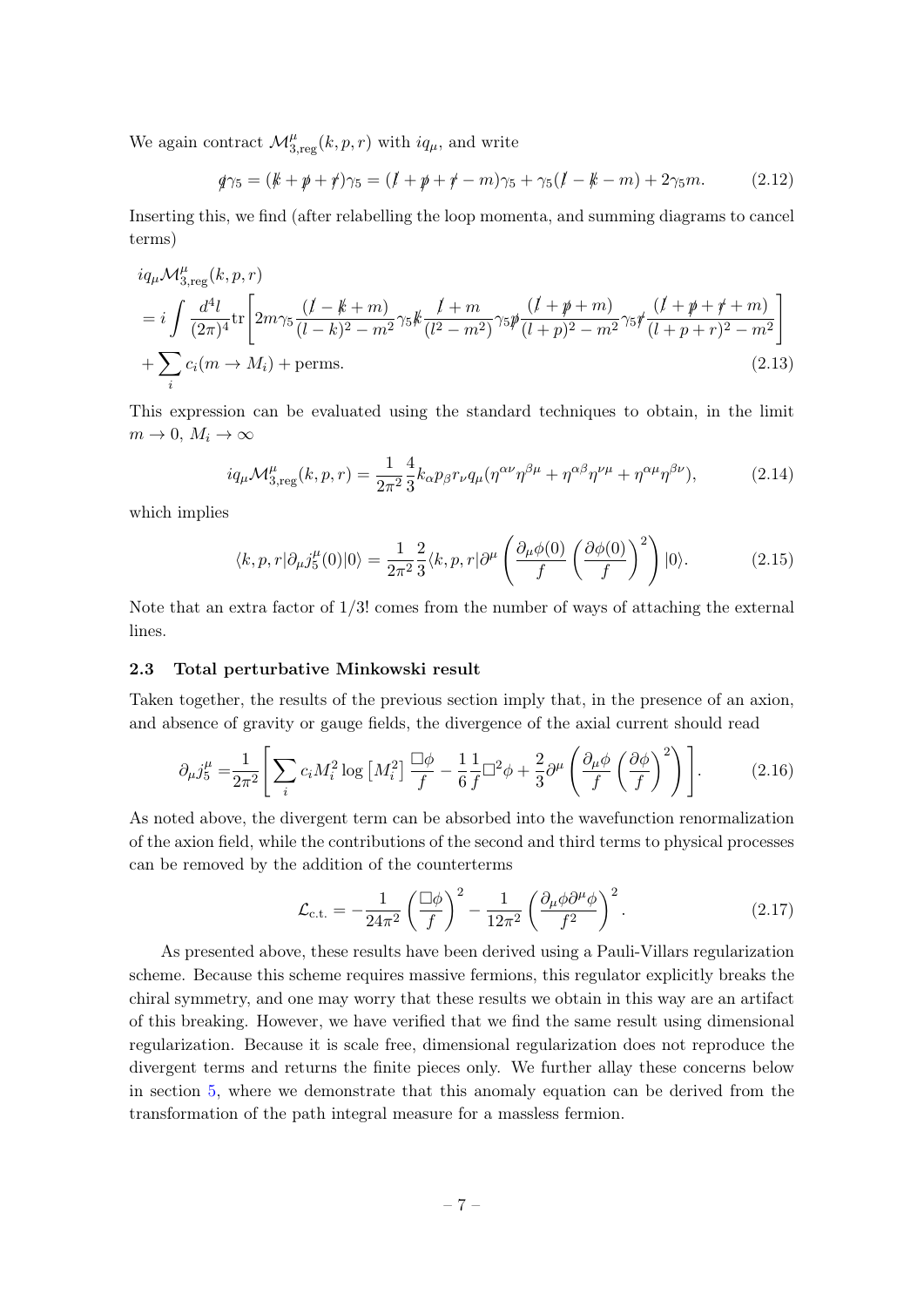We again contract $\mathcal{M}^\mu_{3,\text{reg}}(k,p,r)$ with $iq_\mu$, and write

$$\not{q}\gamma_5 = (\not{k}+\not{p}+\not{r})\gamma_5 = (\not{l}+\not{p}+\not{r}-m)\gamma_5 + \gamma_5(\not{l}-\not{k}-m) + 2\gamma_5 m. \tag{2.12}$$

Inserting this, we find (after relabelling the loop momenta, and summing diagrams to cancel terms)

$$\begin{aligned}
&iq_\mu \mathcal{M}^\mu_{3,\text{reg}}(k,p,r) \\
&= i\int \frac{d^4 l}{(2\pi)^4}\text{tr}\left[2m\gamma_5 \frac{(\not{l}-\not{k}+m)}{(l-k)^2-m^2}\gamma_5\not{k}\frac{\not{l}+m}{(l^2-m^2)}\gamma_5\not{p}\frac{(\not{l}+\not{p}+m)}{(l+p)^2-m^2}\gamma_5\not{r}\frac{(\not{l}+\not{p}+\not{r}+m)}{(l+p+r)^2-m^2}\right] \\
&+ \sum_i c_i(m\to M_i) + \text{perms.}
\end{aligned} \tag{2.13}$$

This expression can be evaluated using the standard techniques to obtain, in the limit $m\to 0$, $M_i\to\infty$

$$iq_\mu \mathcal{M}^\mu_{3,\text{reg}}(k,p,r) = \frac{1}{2\pi^2}\frac{4}{3}k_\alpha p_\beta r_\nu q_\mu(\eta^{\alpha\nu}\eta^{\beta\mu}+\eta^{\alpha\beta}\eta^{\nu\mu}+\eta^{\alpha\mu}\eta^{\beta\nu}), \tag{2.14}$$

which implies

$$\langle k,p,r|\partial_\mu j^\mu_5(0)|0\rangle = \frac{1}{2\pi^2}\frac{2}{3}\langle k,p,r|\partial^\mu\left(\frac{\partial_\mu\phi(0)}{f}\left(\frac{\partial\phi(0)}{f}\right)^2\right)|0\rangle. \tag{2.15}$$

Note that an extra factor of $1/3!$ comes from the number of ways of attaching the external lines.

### 2.3 Total perturbative Minkowski result

Taken together, the results of the previous section imply that, in the presence of an axion, and absence of gravity or gauge fields, the divergence of the axial current should read

$$\partial_\mu j^\mu_5 = \frac{1}{2\pi^2}\left[\sum_i c_i M_i^2\log\left[M_i^2\right]\frac{\Box\phi}{f} - \frac{1}{6}\frac{1}{f}\Box^2\phi + \frac{2}{3}\partial^\mu\left(\frac{\partial_\mu\phi}{f}\left(\frac{\partial\phi}{f}\right)^2\right)\right]. \tag{2.16}$$

As noted above, the divergent term can be absorbed into the wavefunction renormalization of the axion field, while the contributions of the second and third terms to physical processes can be removed by the addition of the counterterms

$$\mathcal{L}_{\text{c.t.}} = -\frac{1}{24\pi^2}\left(\frac{\Box\phi}{f}\right)^2 - \frac{1}{12\pi^2}\left(\frac{\partial_\mu\phi\partial^\mu\phi}{f^2}\right)^2. \tag{2.17}$$

As presented above, these results have been derived using a Pauli-Villars regularization scheme. Because this scheme requires massive fermions, this regulator explicitly breaks the chiral symmetry, and one may worry that these results we obtain in this way are an artifact of this breaking. However, we have verified that we find the same result using dimensional regularization. Because it is scale free, dimensional regularization does not reproduce the divergent terms and returns the finite pieces only. We further allay these concerns below in section 5, where we demonstrate that this anomaly equation can be derived from the transformation of the path integral measure for a massless fermion.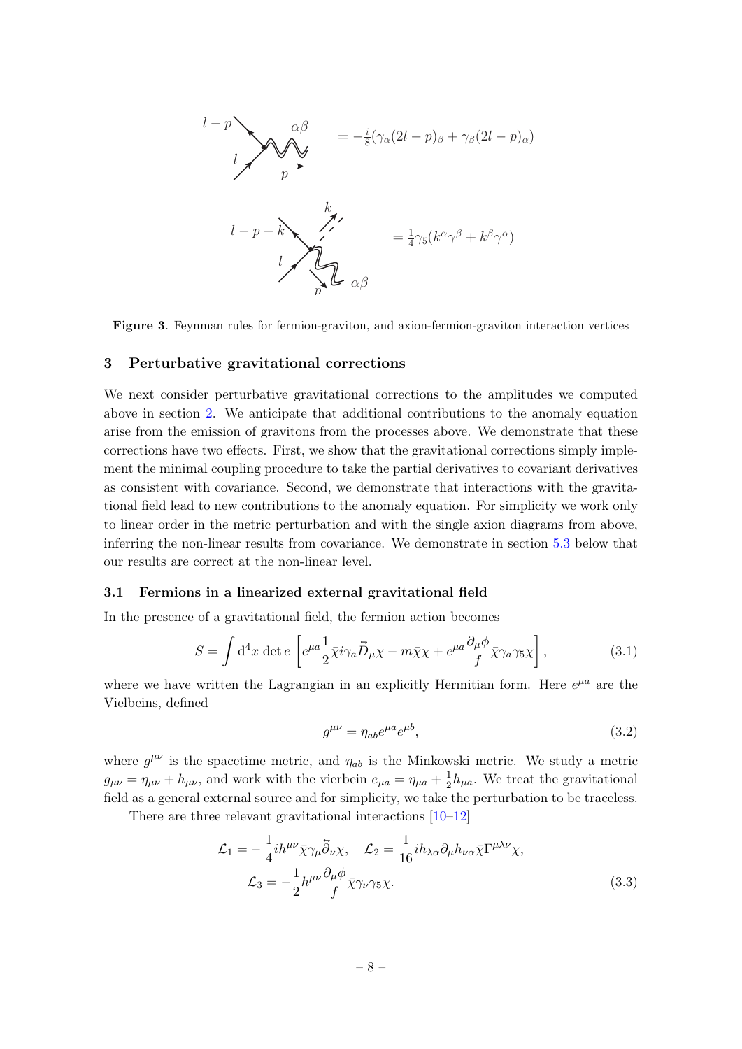$$= -\frac{i}{8}(\gamma_\alpha(2l-p)_\beta + \gamma_\beta(2l-p)_\alpha)$$

$$= \frac{1}{4}\gamma_5(k^\alpha\gamma^\beta + k^\beta\gamma^\alpha)$$

**Figure 3**. Feynman rules for fermion-graviton, and axion-fermion-graviton interaction vertices

## 3 Perturbative gravitational corrections

We next consider perturbative gravitational corrections to the amplitudes we computed above in section 2. We anticipate that additional contributions to the anomaly equation arise from the emission of gravitons from the processes above. We demonstrate that these corrections have two effects. First, we show that the gravitational corrections simply implement the minimal coupling procedure to take the partial derivatives to covariant derivatives as consistent with covariance. Second, we demonstrate that interactions with the gravitational field lead to new contributions to the anomaly equation. For simplicity we work only to linear order in the metric perturbation and with the single axion diagrams from above, inferring the non-linear results from covariance. We demonstrate in section 5.3 below that our results are correct at the non-linear level.

### 3.1 Fermions in a linearized external gravitational field

In the presence of a gravitational field, the fermion action becomes

$$S = \int \mathrm{d}^4x \,\det e\left[e^{\mu a}\frac{1}{2}\bar{\chi}i\gamma_a\overleftrightarrow{D}_\mu\chi - m\bar{\chi}\chi + e^{\mu a}\frac{\partial_\mu\phi}{f}\bar{\chi}\gamma_a\gamma_5\chi\right], \tag{3.1}$$

where we have written the Lagrangian in an explicitly Hermitian form. Here $e^{\mu a}$ are the Vielbeins, defined

$$g^{\mu\nu} = \eta_{ab}e^{\mu a}e^{\mu b}, \tag{3.2}$$

where $g^{\mu\nu}$ is the spacetime metric, and $\eta_{ab}$ is the Minkowski metric. We study a metric $g_{\mu\nu} = \eta_{\mu\nu} + h_{\mu\nu}$, and work with the vierbein $e_{\mu a} = \eta_{\mu a} + \frac{1}{2}h_{\mu a}$. We treat the gravitational field as a general external source and for simplicity, we take the perturbation to be traceless.

There are three relevant gravitational interactions [10–12]

$$\mathcal{L}_1 = -\frac{1}{4}ih^{\mu\nu}\bar{\chi}\gamma_\mu\overleftrightarrow{\partial}_\nu\chi, \quad \mathcal{L}_2 = \frac{1}{16}ih_{\lambda\alpha}\partial_\mu h_{\nu\alpha}\bar{\chi}\Gamma^{\mu\lambda\nu}\chi,$$
$$\mathcal{L}_3 = -\frac{1}{2}h^{\mu\nu}\frac{\partial_\mu\phi}{f}\bar{\chi}\gamma_\nu\gamma_5\chi. \tag{3.3}$$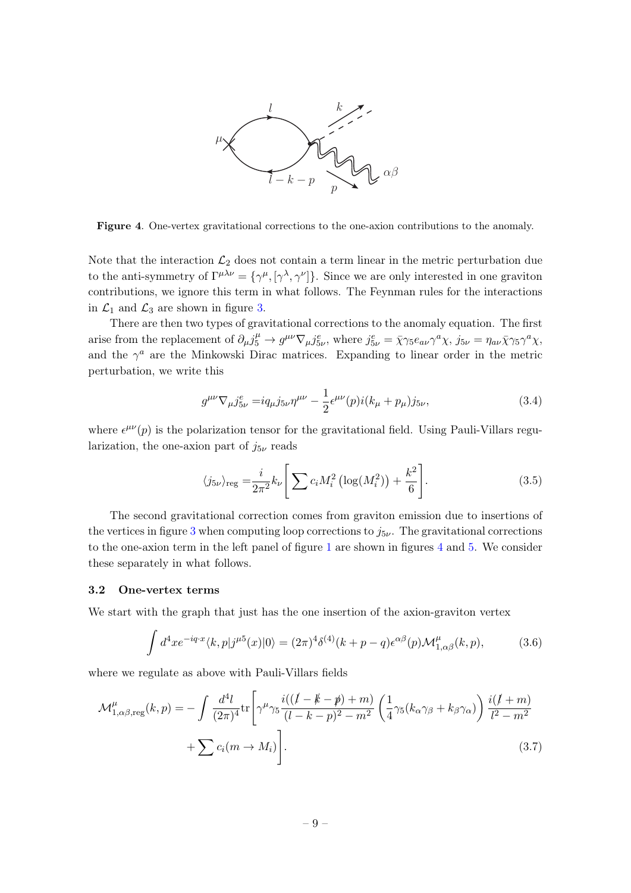**Figure 4**. One-vertex gravitational corrections to the one-axion contributions to the anomaly.

Note that the interaction $\mathcal{L}_2$ does not contain a term linear in the metric perturbation due to the anti-symmetry of $\Gamma^{\mu\lambda\nu} = \{\gamma^\mu, [\gamma^\lambda, \gamma^\nu]\}$. Since we are only interested in one graviton contributions, we ignore this term in what follows. The Feynman rules for the interactions in $\mathcal{L}_1$ and $\mathcal{L}_3$ are shown in figure 3.

There are then two types of gravitational corrections to the anomaly equation. The first arise from the replacement of $\partial_\mu j_5^\mu \to g^{\mu\nu}\nabla_\mu j_{5\nu}^e$, where $j_{5\nu}^e = \bar{\chi}\gamma_5 e_{a\nu}\gamma^a\chi$, $j_{5\nu} = \eta_{a\nu}\bar{\chi}\gamma_5\gamma^a\chi$, and the $\gamma^a$ are the Minkowski Dirac matrices. Expanding to linear order in the metric perturbation, we write this

$$g^{\mu\nu}\nabla_\mu j_{5\nu}^e = iq_\mu j_{5\nu}\eta^{\mu\nu} - \frac{1}{2}\epsilon^{\mu\nu}(p) i(k_\mu + p_\mu) j_{5\nu}, \tag{3.4}$$

where $\epsilon^{\mu\nu}(p)$ is the polarization tensor for the gravitational field. Using Pauli-Villars regularization, the one-axion part of $j_{5\nu}$ reads

$$\langle j_{5\nu}\rangle_{\text{reg}} = \frac{i}{2\pi^2}k_\nu\left[\sum c_i M_i^2\left(\log(M_i^2)\right) + \frac{k^2}{6}\right]. \tag{3.5}$$

The second gravitational correction comes from graviton emission due to insertions of the vertices in figure 3 when computing loop corrections to $j_{5\nu}$. The gravitational corrections to the one-axion term in the left panel of figure 1 are shown in figures 4 and 5. We consider these separately in what follows.

### 3.2 One-vertex terms

We start with the graph that just has the one insertion of the axion-graviton vertex

$$\int d^4x e^{-iq\cdot x}\langle k, p|j^{\mu 5}(x)|0\rangle = (2\pi)^4\delta^{(4)}(k + p - q)\epsilon^{\alpha\beta}(p)\mathcal{M}^\mu_{1,\alpha\beta}(k, p), \tag{3.6}$$

where we regulate as above with Pauli-Villars fields

$$\begin{aligned}\mathcal{M}^\mu_{1,\alpha\beta,\text{reg}}(k, p) = -\int \frac{d^4l}{(2\pi)^4}\text{tr}\Bigg[&\gamma^\mu\gamma_5\frac{i((\not{l} - \not{k} - \not{p}) + m)}{(l - k - p)^2 - m^2}\left(\frac{1}{4}\gamma_5(k_\alpha\gamma_\beta + k_\beta\gamma_\alpha)\right)\frac{i(\not{l} + m)}{l^2 - m^2}\\ &+ \sum c_i(m \to M_i)\Bigg].\end{aligned} \tag{3.7}$$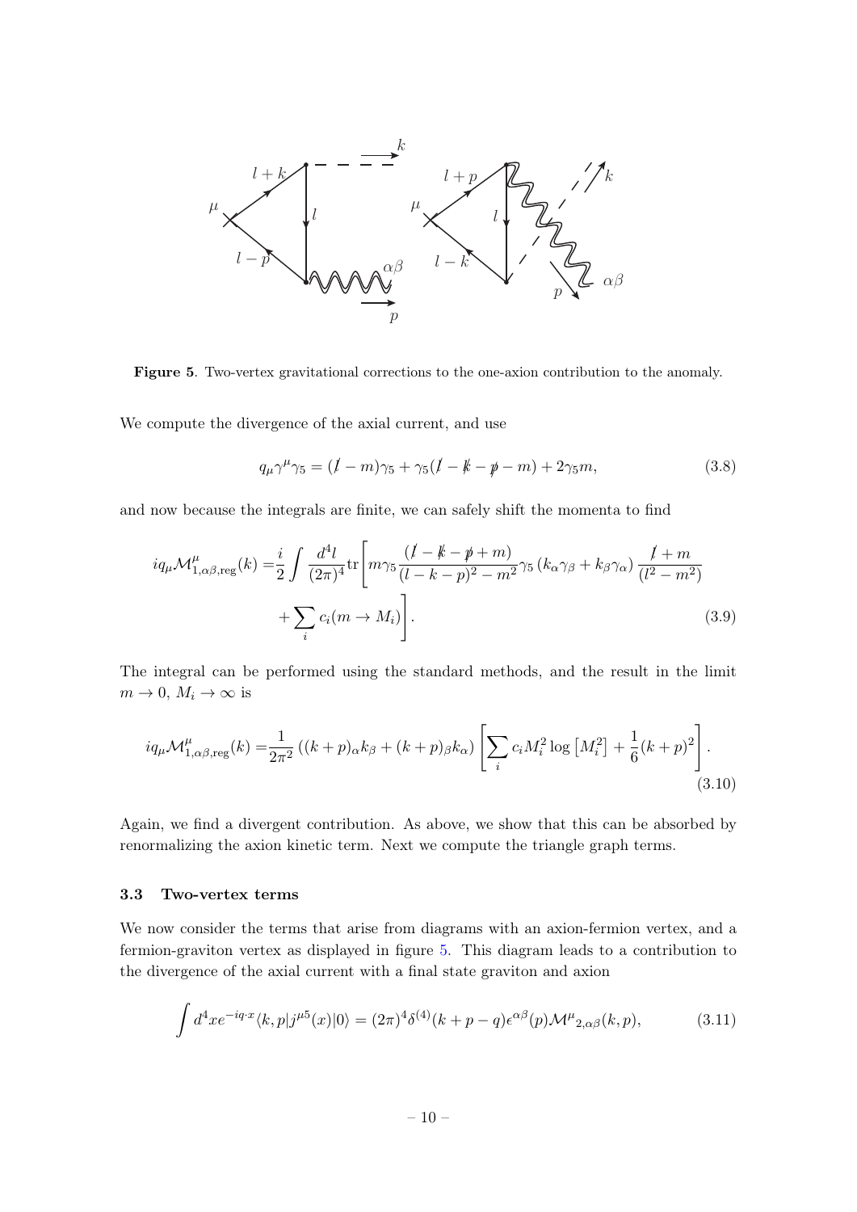**Figure 5**. Two-vertex gravitational corrections to the one-axion contribution to the anomaly.

We compute the divergence of the axial current, and use

$$q_\mu \gamma^\mu \gamma_5 = (\not{l} - m)\gamma_5 + \gamma_5(\not{l} - \not{k} - \not{p} - m) + 2\gamma_5 m, \tag{3.8}$$

and now because the integrals are finite, we can safely shift the momenta to find

$$\begin{aligned} iq_\mu \mathcal{M}^\mu_{1,\alpha\beta,\text{reg}}(k) =& \frac{i}{2}\int \frac{d^4 l}{(2\pi)^4} \text{tr}\Bigg[ m\gamma_5 \frac{(\not{l} - \not{k} - \not{p} + m)}{(l-k-p)^2 - m^2} \gamma_5 \left(k_\alpha \gamma_\beta + k_\beta \gamma_\alpha\right) \frac{\not{l} + m}{(l^2 - m^2)} \\ &+ \sum_i c_i (m \to M_i) \Bigg]. \end{aligned} \tag{3.9}$$

The integral can be performed using the standard methods, and the result in the limit $m \to 0$, $M_i \to \infty$ is

$$iq_\mu \mathcal{M}^\mu_{1,\alpha\beta,\text{reg}}(k) = \frac{1}{2\pi^2}\left((k+p)_\alpha k_\beta + (k+p)_\beta k_\alpha\right)\left[\sum_i c_i M_i^2 \log\left[M_i^2\right] + \frac{1}{6}(k+p)^2\right]. \tag{3.10}$$

Again, we find a divergent contribution. As above, we show that this can be absorbed by renormalizing the axion kinetic term. Next we compute the triangle graph terms.

### 3.3 Two-vertex terms

We now consider the terms that arise from diagrams with an axion-fermion vertex, and a fermion-graviton vertex as displayed in figure 5. This diagram leads to a contribution to the divergence of the axial current with a final state graviton and axion

$$\int d^4 x e^{-iq\cdot x} \langle k, p | j^{\mu 5}(x) | 0 \rangle = (2\pi)^4 \delta^{(4)}(k + p - q)\epsilon^{\alpha\beta}(p) \mathcal{M}^\mu{}_{2,\alpha\beta}(k, p), \tag{3.11}$$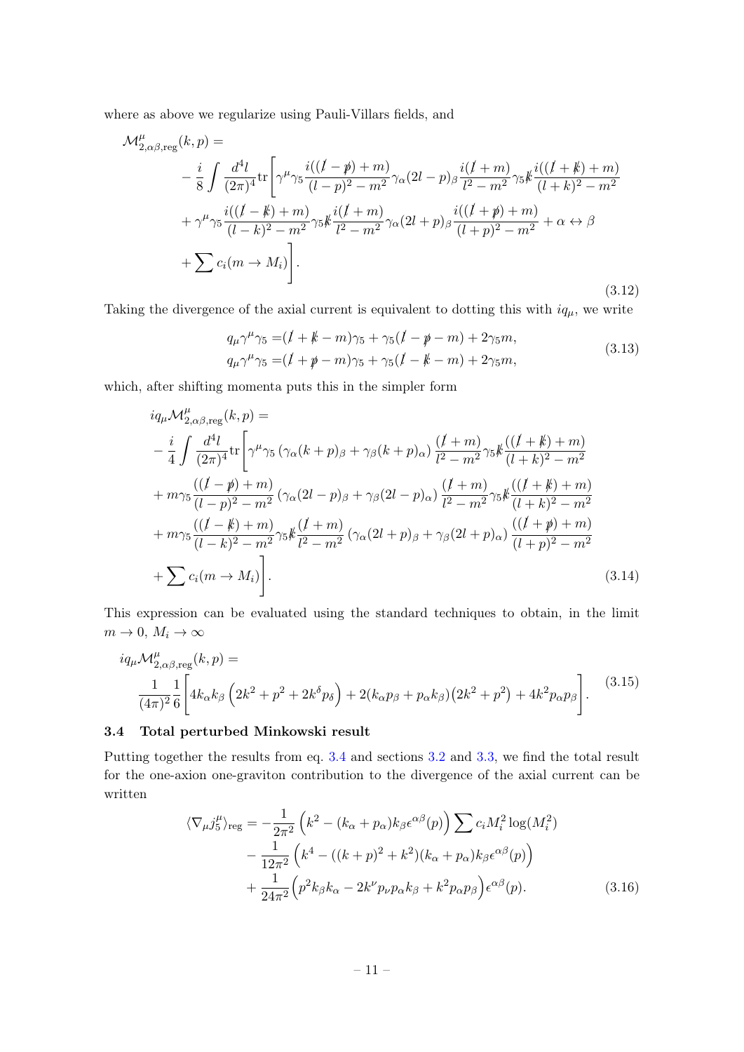where as above we regularize using Pauli-Villars fields, and

$$
\begin{aligned}
&\mathcal{M}^{\mu}_{2,\alpha\beta,\text{reg}}(k,p) = \\
&\quad -\frac{i}{8}\int \frac{d^4l}{(2\pi)^4}\text{tr}\Bigg[\gamma^\mu\gamma_5\frac{i((\not{l}-\not{p})+m)}{(l-p)^2-m^2}\gamma_\alpha(2l-p)_\beta\frac{i(\not{l}+m)}{l^2-m^2}\gamma_5\not{k}\frac{i((\not{l}+\not{k})+m)}{(l+k)^2-m^2} \\
&\quad +\gamma^\mu\gamma_5\frac{i((\not{l}-\not{k})+m)}{(l-k)^2-m^2}\gamma_5\not{k}\frac{i(\not{l}+m)}{l^2-m^2}\gamma_\alpha(2l+p)_\beta\frac{i((\not{l}+\not{p})+m)}{(l+p)^2-m^2}+\alpha\leftrightarrow\beta \\
&\quad +\sum c_i(m\to M_i)\Bigg].
\end{aligned}
\tag{3.12}
$$

Taking the divergence of the axial current is equivalent to dotting this with $iq_\mu$, we write

$$
\begin{aligned}
q_\mu\gamma^\mu\gamma_5 &= (\not{l}+\not{k}-m)\gamma_5+\gamma_5(\not{l}-\not{p}-m)+2\gamma_5 m, \\
q_\mu\gamma^\mu\gamma_5 &= (\not{l}+\not{p}-m)\gamma_5+\gamma_5(\not{l}-\not{k}-m)+2\gamma_5 m,
\end{aligned}
\tag{3.13}
$$

which, after shifting momenta puts this in the simpler form

$$
\begin{aligned}
&iq_\mu\mathcal{M}^{\mu}_{2,\alpha\beta,\text{reg}}(k,p) = \\
&-\frac{i}{4}\int\frac{d^4l}{(2\pi)^4}\text{tr}\Bigg[\gamma^\mu\gamma_5\left(\gamma_\alpha(k+p)_\beta+\gamma_\beta(k+p)_\alpha\right)\frac{(\not{l}+m)}{l^2-m^2}\gamma_5\not{k}\frac{((\not{l}+\not{k})+m)}{(l+k)^2-m^2} \\
&+m\gamma_5\frac{((\not{l}-\not{p})+m)}{(l-p)^2-m^2}\left(\gamma_\alpha(2l-p)_\beta+\gamma_\beta(2l-p)_\alpha\right)\frac{(\not{l}+m)}{l^2-m^2}\gamma_5\not{k}\frac{((\not{l}+\not{k})+m)}{(l+k)^2-m^2} \\
&+m\gamma_5\frac{((\not{l}-\not{k})+m)}{(l-k)^2-m^2}\gamma_5\not{k}\frac{(\not{l}+m)}{l^2-m^2}\left(\gamma_\alpha(2l+p)_\beta+\gamma_\beta(2l+p)_\alpha\right)\frac{((\not{l}+\not{p})+m)}{(l+p)^2-m^2} \\
&+\sum c_i(m\to M_i)\Bigg].
\end{aligned}
\tag{3.14}
$$

This expression can be evaluated using the standard techniques to obtain, in the limit $m\to 0$, $M_i\to\infty$

$$
\begin{aligned}
&iq_\mu\mathcal{M}^{\mu}_{2,\alpha\beta,\text{reg}}(k,p) = \\
&\quad\frac{1}{(4\pi)^2}\frac{1}{6}\Bigg[4k_\alpha k_\beta\left(2k^2+p^2+2k^\delta p_\delta\right)+2(k_\alpha p_\beta+p_\alpha k_\beta)\left(2k^2+p^2\right)+4k^2p_\alpha p_\beta\Bigg].
\end{aligned}
\tag{3.15}
$$

### 3.4 Total perturbed Minkowski result

Putting together the results from eq. 3.4 and sections 3.2 and 3.3, we find the total result for the one-axion one-graviton contribution to the divergence of the axial current can be written

$$
\begin{aligned}
\langle\nabla_\mu j^\mu_5\rangle_{\text{reg}} = &-\frac{1}{2\pi^2}\left(k^2-(k_\alpha+p_\alpha)k_\beta\epsilon^{\alpha\beta}(p)\right)\sum c_iM_i^2\log(M_i^2) \\
&-\frac{1}{12\pi^2}\left(k^4-((k+p)^2+k^2)(k_\alpha+p_\alpha)k_\beta\epsilon^{\alpha\beta}(p)\right) \\
&+\frac{1}{24\pi^2}\left(p^2k_\beta k_\alpha-2k^\nu p_\nu p_\alpha k_\beta+k^2p_\alpha p_\beta\right)\epsilon^{\alpha\beta}(p).
\end{aligned}
\tag{3.16}
$$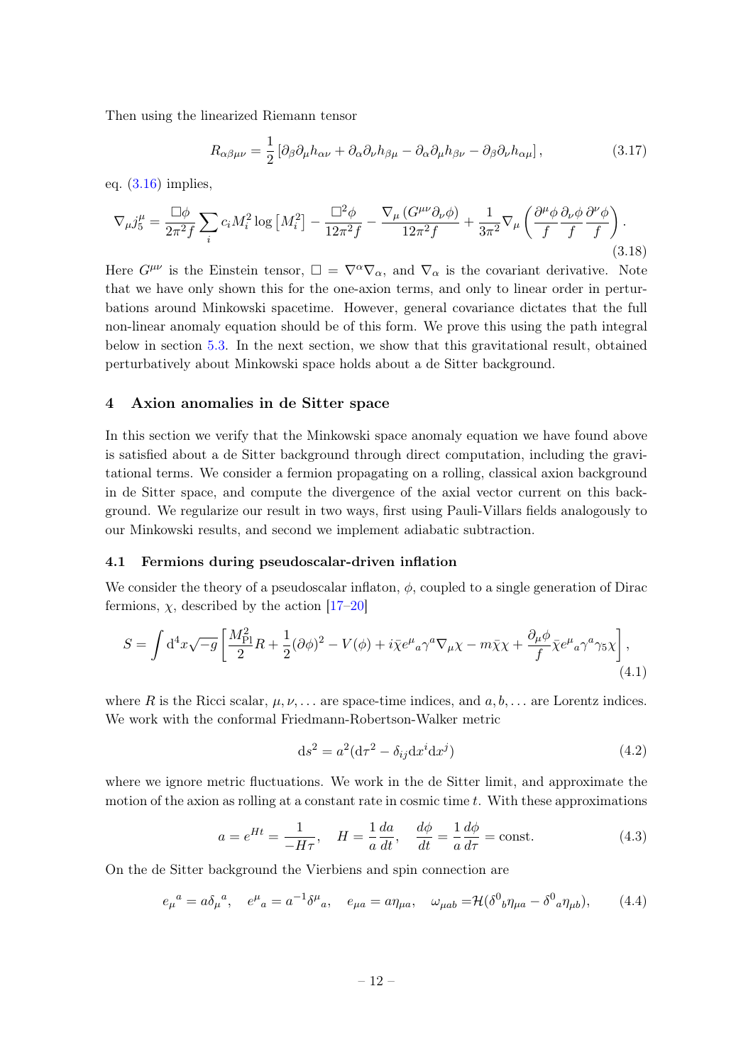Then using the linearized Riemann tensor

$$
R_{\alpha\beta\mu\nu} = \frac{1}{2}\left[\partial_\beta\partial_\mu h_{\alpha\nu} + \partial_\alpha\partial_\nu h_{\beta\mu} - \partial_\alpha\partial_\mu h_{\beta\nu} - \partial_\beta\partial_\nu h_{\alpha\mu}\right], \tag{3.17}
$$

eq. (3.16) implies,

$$
\nabla_\mu j_5^\mu = \frac{\Box\phi}{2\pi^2 f}\sum_i c_i M_i^2 \log\left[M_i^2\right] - \frac{\Box^2\phi}{12\pi^2 f} - \frac{\nabla_\mu\left(G^{\mu\nu}\partial_\nu\phi\right)}{12\pi^2 f} + \frac{1}{3\pi^2}\nabla_\mu\left(\frac{\partial^\mu\phi}{f}\frac{\partial_\nu\phi}{f}\frac{\partial^\nu\phi}{f}\right). \tag{3.18}
$$

Here $G^{\mu\nu}$ is the Einstein tensor, $\Box = \nabla^\alpha\nabla_\alpha$, and $\nabla_\alpha$ is the covariant derivative. Note that we have only shown this for the one-axion terms, and only to linear order in perturbations around Minkowski spacetime. However, general covariance dictates that the full non-linear anomaly equation should be of this form. We prove this using the path integral below in section 5.3. In the next section, we show that this gravitational result, obtained perturbatively about Minkowski space holds about a de Sitter background.

## 4 Axion anomalies in de Sitter space

In this section we verify that the Minkowski space anomaly equation we have found above is satisfied about a de Sitter background through direct computation, including the gravitational terms. We consider a fermion propagating on a rolling, classical axion background in de Sitter space, and compute the divergence of the axial vector current on this background. We regularize our result in two ways, first using Pauli-Villars fields analogously to our Minkowski results, and second we implement adiabatic subtraction.

### 4.1 Fermions during pseudoscalar-driven inflation

We consider the theory of a pseudoscalar inflaton, $\phi$, coupled to a single generation of Dirac fermions, $\chi$, described by the action [17–20]

$$
S = \int \mathrm{d}^4x\sqrt{-g}\left[\frac{M_{\rm Pl}^2}{2}R + \frac{1}{2}(\partial\phi)^2 - V(\phi) + i\bar{\chi}e^\mu{}_a\gamma^a\nabla_\mu\chi - m\bar{\chi}\chi + \frac{\partial_\mu\phi}{f}\bar{\chi}e^\mu{}_a\gamma^a\gamma_5\chi\right], \tag{4.1}
$$

where $R$ is the Ricci scalar, $\mu, \nu, \ldots$ are space-time indices, and $a, b, \ldots$ are Lorentz indices. We work with the conformal Friedmann-Robertson-Walker metric

$$
\mathrm{d}s^2 = a^2(\mathrm{d}\tau^2 - \delta_{ij}\mathrm{d}x^i\mathrm{d}x^j) \tag{4.2}
$$

where we ignore metric fluctuations. We work in the de Sitter limit, and approximate the motion of the axion as rolling at a constant rate in cosmic time $t$. With these approximations

$$
a = e^{Ht} = \frac{1}{-H\tau}, \quad H = \frac{1}{a}\frac{da}{dt}, \quad \frac{d\phi}{dt} = \frac{1}{a}\frac{d\phi}{d\tau} = \text{const}. \tag{4.3}
$$

On the de Sitter background the Vierbiens and spin connection are

$$
e_\mu{}^a = a\delta_\mu{}^a, \quad e^\mu{}_a = a^{-1}\delta^\mu{}_a, \quad e_{\mu a} = a\eta_{\mu a}, \quad \omega_{\mu ab} = \mathcal{H}(\delta^0{}_b\eta_{\mu a} - \delta^0{}_a\eta_{\mu b}), \tag{4.4}
$$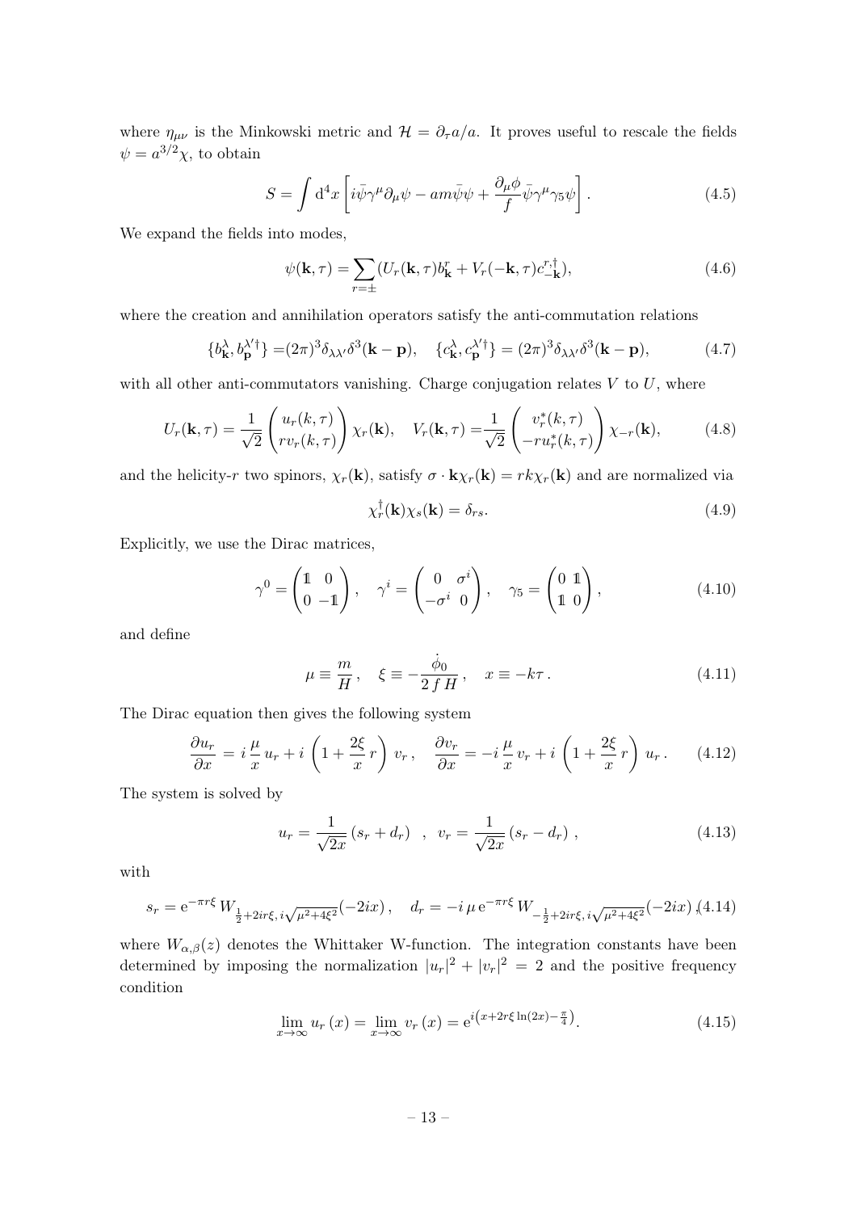where $\eta_{\mu\nu}$ is the Minkowski metric and $\mathcal{H} = \partial_\tau a/a$. It proves useful to rescale the fields $\psi = a^{3/2}\chi$, to obtain

$$S = \int \mathrm{d}^4x \left[ i\bar{\psi}\gamma^\mu\partial_\mu\psi - am\bar{\psi}\psi + \frac{\partial_\mu\phi}{f}\bar{\psi}\gamma^\mu\gamma_5\psi \right]. \tag{4.5}$$

We expand the fields into modes,

$$\psi(\mathbf{k},\tau) = \sum_{r=\pm}(U_r(\mathbf{k},\tau)b^r_{\mathbf{k}} + V_r(-\mathbf{k},\tau)c^{r,\dagger}_{-\mathbf{k}}), \tag{4.6}$$

where the creation and annihilation operators satisfy the anti-commutation relations

$$\{b^\lambda_{\mathbf{k}}, b^{\lambda'\dagger}_{\mathbf{p}}\} = (2\pi)^3\delta_{\lambda\lambda'}\delta^3(\mathbf{k}-\mathbf{p}), \quad \{c^\lambda_{\mathbf{k}}, c^{\lambda'\dagger}_{\mathbf{p}}\} = (2\pi)^3\delta_{\lambda\lambda'}\delta^3(\mathbf{k}-\mathbf{p}), \tag{4.7}$$

with all other anti-commutators vanishing. Charge conjugation relates $V$ to $U$, where

$$U_r(\mathbf{k},\tau) = \frac{1}{\sqrt{2}}\begin{pmatrix} u_r(k,\tau) \\ r v_r(k,\tau)\end{pmatrix}\chi_r(\mathbf{k}), \quad V_r(\mathbf{k},\tau) = \frac{1}{\sqrt{2}}\begin{pmatrix} v^*_r(k,\tau) \\ -r u^*_r(k,\tau)\end{pmatrix}\chi_{-r}(\mathbf{k}), \tag{4.8}$$

and the helicity-$r$ two spinors, $\chi_r(\mathbf{k})$, satisfy $\sigma\cdot\mathbf{k}\chi_r(\mathbf{k}) = rk\chi_r(\mathbf{k})$ and are normalized via

$$\chi^\dagger_r(\mathbf{k})\chi_s(\mathbf{k}) = \delta_{rs}. \tag{4.9}$$

Explicitly, we use the Dirac matrices,

$$\gamma^0 = \begin{pmatrix} \mathbb{1} & 0 \\ 0 & -\mathbb{1}\end{pmatrix}, \quad \gamma^i = \begin{pmatrix} 0 & \sigma^i \\ -\sigma^i & 0\end{pmatrix}, \quad \gamma_5 = \begin{pmatrix} 0 & \mathbb{1} \\ \mathbb{1} & 0\end{pmatrix}, \tag{4.10}$$

and define

$$\mu \equiv \frac{m}{H}, \quad \xi \equiv -\frac{\dot{\phi}_0}{2\,f\,H}, \quad x \equiv -k\tau\,. \tag{4.11}$$

The Dirac equation then gives the following system

$$\frac{\partial u_r}{\partial x} = i\,\frac{\mu}{x}\,u_r + i\left(1 + \frac{2\xi}{x}\,r\right)v_r\,, \quad \frac{\partial v_r}{\partial x} = -i\,\frac{\mu}{x}\,v_r + i\left(1 + \frac{2\xi}{x}\,r\right)u_r\,. \tag{4.12}$$

The system is solved by

$$u_r = \frac{1}{\sqrt{2x}}\left(s_r + d_r\right) \quad , \quad v_r = \frac{1}{\sqrt{2x}}\left(s_r - d_r\right)\,, \tag{4.13}$$

with

$$s_r = \mathrm{e}^{-\pi r\xi}\,W_{\frac{1}{2}+2ir\xi,\,i\sqrt{\mu^2+4\xi^2}}(-2ix)\,, \quad d_r = -i\,\mu\,\mathrm{e}^{-\pi r\xi}\,W_{-\frac{1}{2}+2ir\xi,\,i\sqrt{\mu^2+4\xi^2}}(-2ix)\,, \tag{4.14}$$

where $W_{\alpha,\beta}(z)$ denotes the Whittaker W-function. The integration constants have been determined by imposing the normalization $|u_r|^2 + |v_r|^2 = 2$ and the positive frequency condition

$$\lim_{x\to\infty} u_r\left(x\right) = \lim_{x\to\infty} v_r\left(x\right) = \mathrm{e}^{i\left(x+2r\xi\ln(2x)-\frac{\pi}{4}\right)}. \tag{4.15}$$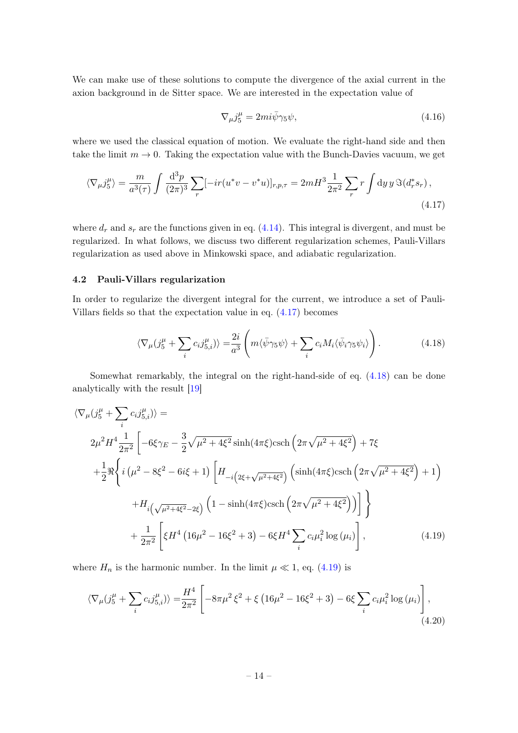We can make use of these solutions to compute the divergence of the axial current in the axion background in de Sitter space. We are interested in the expectation value of

$$\nabla_\mu j_5^\mu = 2mi\bar{\psi}\gamma_5\psi, \tag{4.16}$$

where we used the classical equation of motion. We evaluate the right-hand side and then take the limit $m \to 0$. Taking the expectation value with the Bunch-Davies vacuum, we get

$$\langle \nabla_\mu j_5^\mu \rangle = \frac{m}{a^3(\tau)} \int \frac{\mathrm{d}^3 p}{(2\pi)^3} \sum_r [-ir(u^* v - v^* u)]_{r,p,\tau} = 2mH^3 \frac{1}{2\pi^2} \sum_r r \int \mathrm{d}y\, y\, \Im(d_r^* s_r)\,, \tag{4.17}$$

where $d_r$ and $s_r$ are the functions given in eq. (4.14). This integral is divergent, and must be regularized. In what follows, we discuss two different regularization schemes, Pauli-Villars regularization as used above in Minkowski space, and adiabatic regularization.

### 4.2 Pauli-Villars regularization

In order to regularize the divergent integral for the current, we introduce a set of Pauli-Villars fields so that the expectation value in eq. (4.17) becomes

$$\langle \nabla_\mu (j_5^\mu + \sum_i c_i j_{5,i}^\mu) \rangle = \frac{2i}{a^3} \left( m \langle \bar{\psi}\gamma_5\psi \rangle + \sum_i c_i M_i \langle \bar{\psi}_i \gamma_5 \psi_i \rangle \right). \tag{4.18}$$

Somewhat remarkably, the integral on the right-hand-side of eq. (4.18) can be done analytically with the result [19]

$$\begin{aligned}
&\langle \nabla_\mu (j_5^\mu + \sum_i c_i j_{5,i}^\mu) \rangle = \\
&\quad 2\mu^2 H^4 \frac{1}{2\pi^2} \Bigg[ -6\xi\gamma_E - \frac{3}{2}\sqrt{\mu^2 + 4\xi^2} \sinh(4\pi\xi) \operatorname{csch}\left(2\pi\sqrt{\mu^2 + 4\xi^2}\right) + 7\xi \\
&\quad + \frac{1}{2}\Re\Bigg\{ i\left(\mu^2 - 8\xi^2 - 6i\xi + 1\right) \Big[ H_{-i\left(2\xi + \sqrt{\mu^2 + 4\xi^2}\right)} \left( \sinh(4\pi\xi) \operatorname{csch}\left(2\pi\sqrt{\mu^2 + 4\xi^2}\right) + 1 \right) \\
&\qquad + H_{i\left(\sqrt{\mu^2 + 4\xi^2} - 2\xi\right)} \left( 1 - \sinh(4\pi\xi) \operatorname{csch}\left(2\pi\sqrt{\mu^2 + 4\xi^2}\right) \right) \Big] \Bigg\} \\
&\quad + \frac{1}{2\pi^2} \left[ \xi H^4 \left(16\mu^2 - 16\xi^2 + 3\right) - 6\xi H^4 \sum_i c_i \mu_i^2 \log(\mu_i) \right],
\end{aligned} \tag{4.19}$$

where $H_n$ is the harmonic number. In the limit $\mu \ll 1$, eq. (4.19) is

$$\langle \nabla_\mu (j_5^\mu + \sum_i c_i j_{5,i}^\mu) \rangle = \frac{H^4}{2\pi^2} \left[ -8\pi\mu^2\,\xi^2 + \xi\left(16\mu^2 - 16\xi^2 + 3\right) - 6\xi \sum_i c_i \mu_i^2 \log(\mu_i) \right], \tag{4.20}$$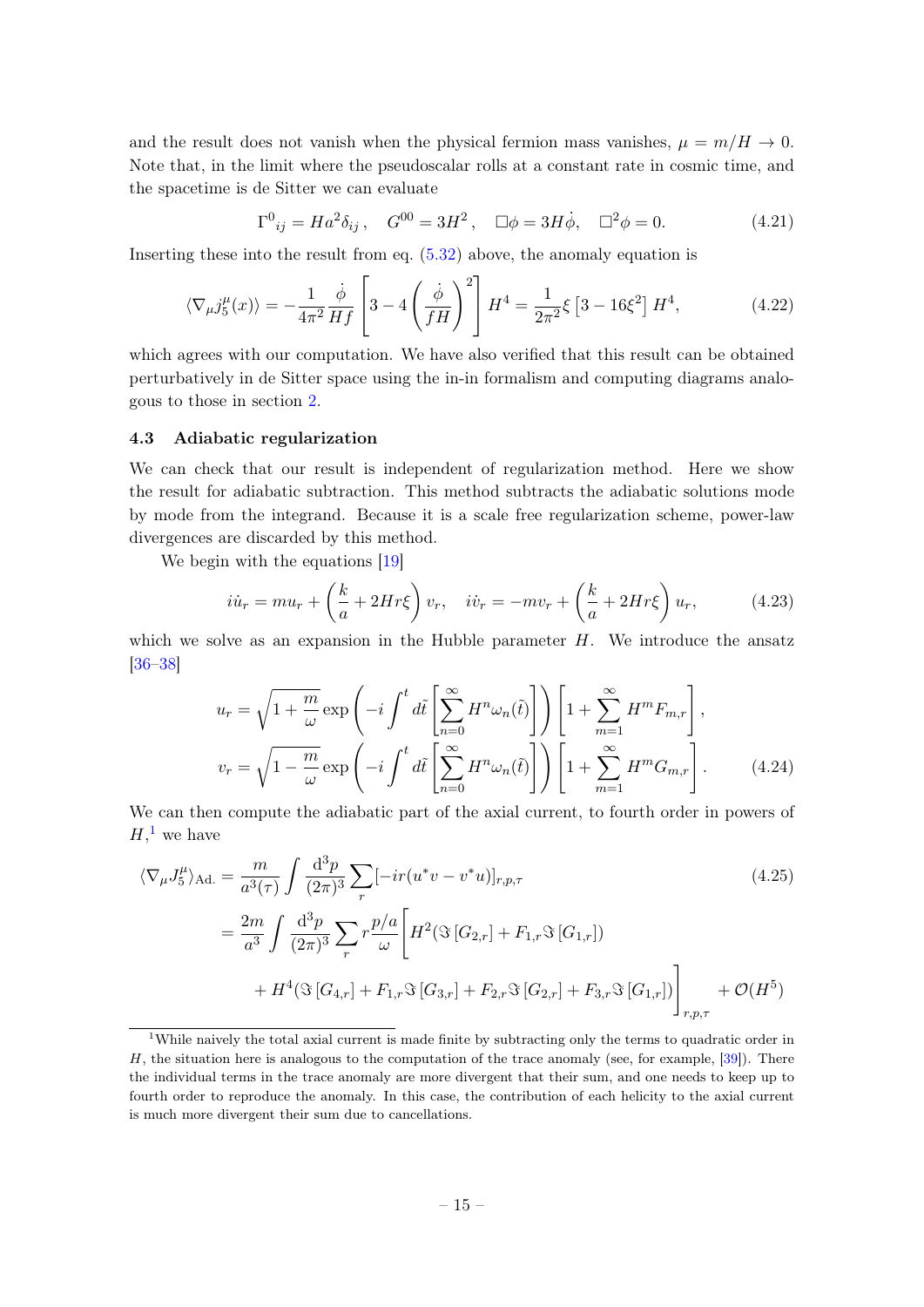and the result does not vanish when the physical fermion mass vanishes, $\mu = m/H \to 0$. Note that, in the limit where the pseudoscalar rolls at a constant rate in cosmic time, and the spacetime is de Sitter we can evaluate

$$\Gamma^0{}_{ij} = Ha^2\delta_{ij}\,, \quad G^{00} = 3H^2\,, \quad \Box\phi = 3H\dot{\phi}, \quad \Box^2\phi = 0. \tag{4.21}$$

Inserting these into the result from eq. (5.32) above, the anomaly equation is

$$\langle \nabla_\mu j_5^\mu(x)\rangle = -\frac{1}{4\pi^2}\frac{\dot{\phi}}{Hf}\left[3 - 4\left(\frac{\dot{\phi}}{fH}\right)^2\right]H^4 = \frac{1}{2\pi^2}\xi\left[3 - 16\xi^2\right]H^4, \tag{4.22}$$

which agrees with our computation. We have also verified that this result can be obtained perturbatively in de Sitter space using the in-in formalism and computing diagrams analogous to those in section 2.

### 4.3 Adiabatic regularization

We can check that our result is independent of regularization method. Here we show the result for adiabatic subtraction. This method subtracts the adiabatic solutions mode by mode from the integrand. Because it is a scale free regularization scheme, power-law divergences are discarded by this method.

We begin with the equations [19]

$$i\dot{u}_r = mu_r + \left(\frac{k}{a} + 2Hr\xi\right)v_r, \quad i\dot{v}_r = -mv_r + \left(\frac{k}{a} + 2Hr\xi\right)u_r, \tag{4.23}$$

which we solve as an expansion in the Hubble parameter $H$. We introduce the ansatz [36–38]

$$\begin{aligned}
u_r &= \sqrt{1 + \frac{m}{\omega}}\exp\left(-i\int^t d\tilde{t}\left[\sum_{n=0}^{\infty}H^n\omega_n(\tilde{t})\right]\right)\left[1 + \sum_{m=1}^{\infty}H^m F_{m,r}\right],\\
v_r &= \sqrt{1 - \frac{m}{\omega}}\exp\left(-i\int^t d\tilde{t}\left[\sum_{n=0}^{\infty}H^n\omega_n(\tilde{t})\right]\right)\left[1 + \sum_{m=1}^{\infty}H^m G_{m,r}\right].
\end{aligned} \tag{4.24}$$

We can then compute the adiabatic part of the axial current, to fourth order in powers of $H$,[1] we have

$$\begin{aligned}
\langle \nabla_\mu J_5^\mu\rangle_{\text{Ad.}} &= \frac{m}{a^3(\tau)}\int\frac{d^3p}{(2\pi)^3}\sum_r[-ir(u^*v - v^*u)]_{r,p,\tau} \\
&= \frac{2m}{a^3}\int\frac{d^3p}{(2\pi)^3}\sum_r r\frac{p/a}{\omega}\Bigg[H^2(\Im\left[G_{2,r}\right] + F_{1,r}\Im\left[G_{1,r}\right]) \\
&\quad + H^4(\Im\left[G_{4,r}\right] + F_{1,r}\Im\left[G_{3,r}\right] + F_{2,r}\Im\left[G_{2,r}\right] + F_{3,r}\Im\left[G_{1,r}\right])\Bigg]_{r,p,\tau} + \mathcal{O}(H^5)
\end{aligned} \tag{4.25}$$

[1] While naively the total axial current is made finite by subtracting only the terms to quadratic order in $H$, the situation here is analogous to the computation of the trace anomaly (see, for example, [39]). There the individual terms in the trace anomaly are more divergent that their sum, and one needs to keep up to fourth order to reproduce the anomaly. In this case, the contribution of each helicity to the axial current is much more divergent their sum due to cancellations.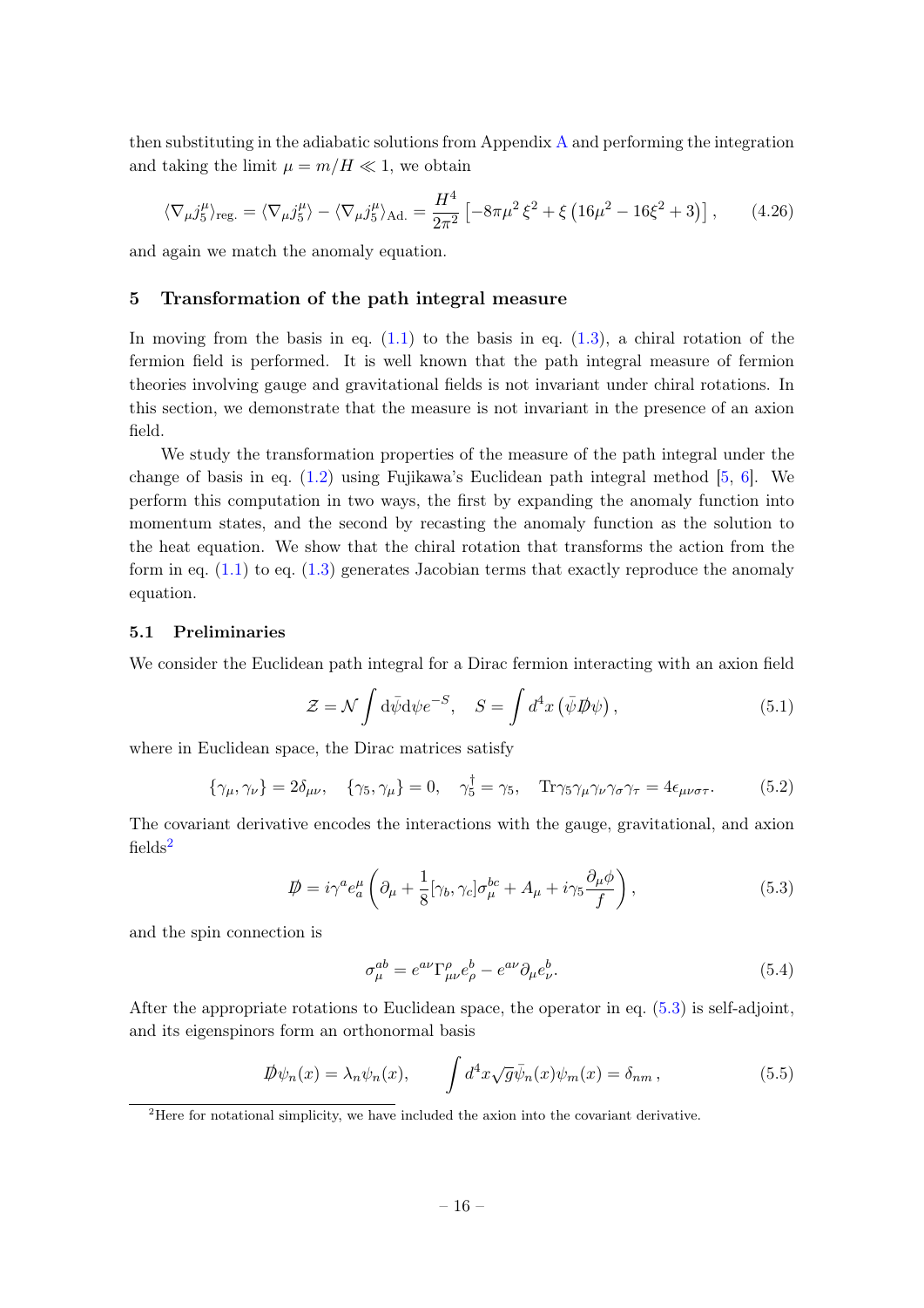then substituting in the adiabatic solutions from Appendix A and performing the integration and taking the limit $\mu = m/H \ll 1$, we obtain

$$\langle \nabla_\mu j_5^\mu \rangle_{\text{reg.}} = \langle \nabla_\mu j_5^\mu \rangle - \langle \nabla_\mu j_5^\mu \rangle_{\text{Ad.}} = \frac{H^4}{2\pi^2} \left[ -8\pi \mu^2 \xi^2 + \xi \left( 16\mu^2 - 16\xi^2 + 3 \right) \right], \tag{4.26}$$

and again we match the anomaly equation.

## 5 Transformation of the path integral measure

In moving from the basis in eq. (1.1) to the basis in eq. (1.3), a chiral rotation of the fermion field is performed. It is well known that the path integral measure of fermion theories involving gauge and gravitational fields is not invariant under chiral rotations. In this section, we demonstrate that the measure is not invariant in the presence of an axion field.

We study the transformation properties of the measure of the path integral under the change of basis in eq. (1.2) using Fujikawa's Euclidean path integral method [5, 6]. We perform this computation in two ways, the first by expanding the anomaly function into momentum states, and the second by recasting the anomaly function as the solution to the heat equation. We show that the chiral rotation that transforms the action from the form in eq. (1.1) to eq. (1.3) generates Jacobian terms that exactly reproduce the anomaly equation.

### 5.1 Preliminaries

We consider the Euclidean path integral for a Dirac fermion interacting with an axion field

$$\mathcal{Z} = \mathcal{N} \int \mathrm{d}\bar{\psi} \mathrm{d}\psi e^{-S}, \quad S = \int d^4x \left( \bar{\psi} \not{D} \psi \right), \tag{5.1}$$

where in Euclidean space, the Dirac matrices satisfy

$$\{\gamma_\mu, \gamma_\nu\} = 2\delta_{\mu\nu}, \quad \{\gamma_5, \gamma_\mu\} = 0, \quad \gamma_5^\dagger = \gamma_5, \quad \text{Tr}\gamma_5\gamma_\mu\gamma_\nu\gamma_\sigma\gamma_\tau = 4\epsilon_{\mu\nu\sigma\tau}. \tag{5.2}$$

The covariant derivative encodes the interactions with the gauge, gravitational, and axion fields[2]

$$\not{D} = i\gamma^a e_a^\mu \left( \partial_\mu + \frac{1}{8}[\gamma_b, \gamma_c]\sigma_\mu^{bc} + A_\mu + i\gamma_5 \frac{\partial_\mu \phi}{f} \right), \tag{5.3}$$

and the spin connection is

$$\sigma_\mu^{ab} = e^{a\nu}\Gamma^\rho_{\mu\nu} e^b_\rho - e^{a\nu}\partial_\mu e^b_\nu. \tag{5.4}$$

After the appropriate rotations to Euclidean space, the operator in eq. (5.3) is self-adjoint, and its eigenspinors form an orthonormal basis

$$\not{D}\psi_n(x) = \lambda_n \psi_n(x), \qquad \int d^4x \sqrt{g}\bar{\psi}_n(x)\psi_m(x) = \delta_{nm}, \tag{5.5}$$

[2] Here for notational simplicity, we have included the axion into the covariant derivative.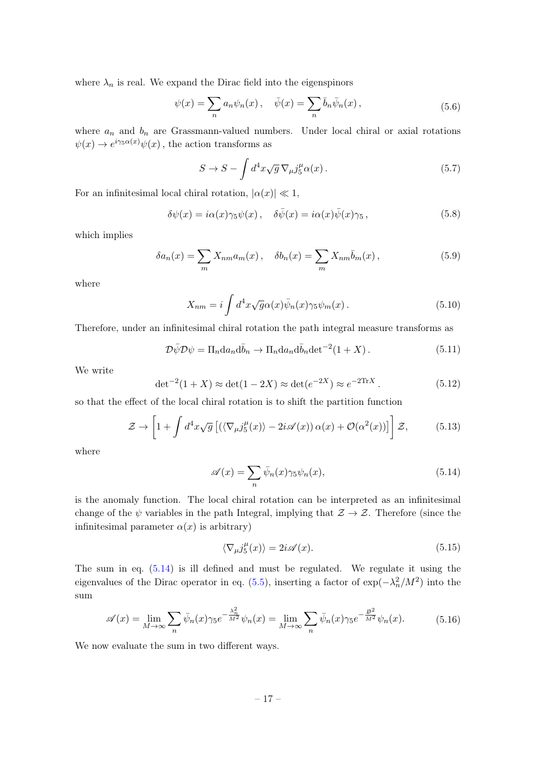where $\lambda_n$ is real. We expand the Dirac field into the eigenspinors

$$\psi(x) = \sum_n a_n \psi_n(x)\,, \quad \bar{\psi}(x) = \sum_n \bar{b}_n \bar{\psi}_n(x)\,, \tag{5.6}$$

where $a_n$ and $b_n$ are Grassmann-valued numbers. Under local chiral or axial rotations $\psi(x) \to e^{i\gamma_5 \alpha(x)}\psi(x)$, the action transforms as

$$S \to S - \int d^4x \sqrt{g}\, \nabla_\mu j_5^\mu \alpha(x)\,. \tag{5.7}$$

For an infinitesimal local chiral rotation, $|\alpha(x)| \ll 1$,

$$\delta\psi(x) = i\alpha(x)\gamma_5\psi(x)\,, \quad \delta\bar{\psi}(x) = i\alpha(x)\bar{\psi}(x)\gamma_5\,, \tag{5.8}$$

which implies

$$\delta a_n(x) = \sum_m X_{nm} a_m(x)\,, \quad \delta b_n(x) = \sum_m X_{nm}\bar{b}_m(x)\,, \tag{5.9}$$

where

$$X_{nm} = i\int d^4x \sqrt{g}\alpha(x)\bar{\psi}_n(x)\gamma_5\psi_m(x)\,. \tag{5.10}$$

Therefore, under an infinitesimal chiral rotation the path integral measure transforms as

$$\mathcal{D}\bar{\psi}\mathcal{D}\psi = \Pi_n \mathrm{d}a_n \mathrm{d}\bar{b}_n \to \Pi_n \mathrm{d}a_n \mathrm{d}\bar{b}_n \mathrm{det}^{-2}(1+X)\,. \tag{5.11}$$

We write

$$\mathrm{det}^{-2}(1+X) \approx \det(1-2X) \approx \det(e^{-2X}) \approx e^{-2\mathrm{Tr}X}\,. \tag{5.12}$$

so that the effect of the local chiral rotation is to shift the partition function

$$\mathcal{Z} \to \left[1 + \int d^4x\sqrt{g}\left[\left(\langle \nabla_\mu j_5^\mu(x)\rangle - 2i\mathscr{A}(x)\right)\alpha(x) + \mathcal{O}(\alpha^2(x))\right]\right]\mathcal{Z}, \tag{5.13}$$

where

$$\mathscr{A}(x) = \sum_n \bar{\psi}_n(x)\gamma_5\psi_n(x), \tag{5.14}$$

is the anomaly function. The local chiral rotation can be interpreted as an infinitesimal change of the $\psi$ variables in the path Integral, implying that $\mathcal{Z} \to \mathcal{Z}$. Therefore (since the infinitesimal parameter $\alpha(x)$ is arbitrary)

$$\langle \nabla_\mu j_5^\mu(x)\rangle = 2i\mathscr{A}(x). \tag{5.15}$$

The sum in eq. (5.14) is ill defined and must be regulated. We regulate it using the eigenvalues of the Dirac operator in eq. (5.5), inserting a factor of $\exp(-\lambda_n^2/M^2)$ into the sum

$$\mathscr{A}(x) = \lim_{M\to\infty}\sum_n \bar{\psi}_n(x)\gamma_5 e^{-\frac{\lambda_n^2}{M^2}}\psi_n(x) = \lim_{M\to\infty}\sum_n \bar{\psi}_n(x)\gamma_5 e^{-\frac{\not{D}^2}{M^2}}\psi_n(x). \tag{5.16}$$

We now evaluate the sum in two different ways.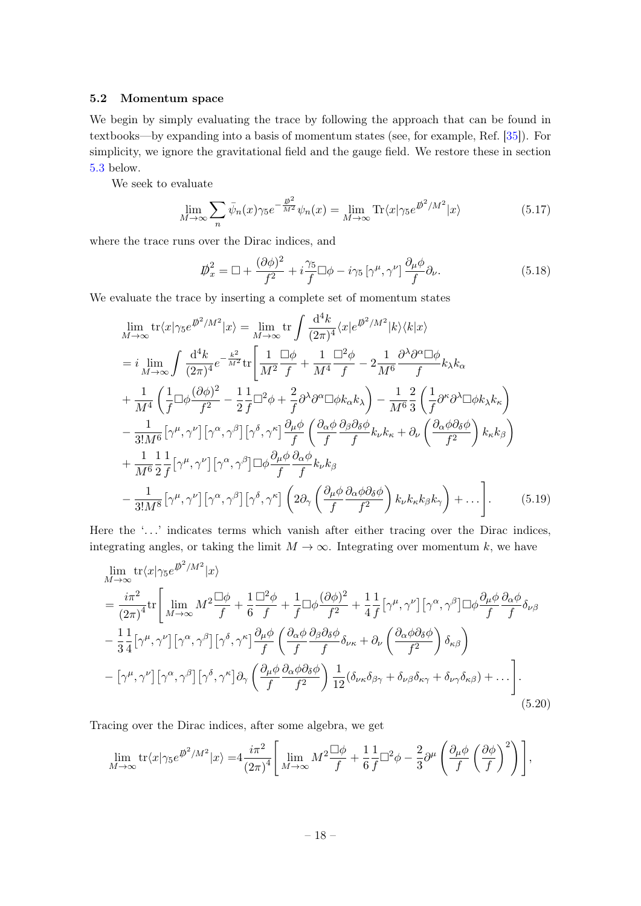### 5.2 Momentum space

We begin by simply evaluating the trace by following the approach that can be found in textbooks—by expanding into a basis of momentum states (see, for example, Ref. [35]). For simplicity, we ignore the gravitational field and the gauge field. We restore these in section 5.3 below.

We seek to evaluate

$$\lim_{M\to\infty}\sum_n \bar{\psi}_n(x)\gamma_5 e^{-\frac{\not{D}^2}{M^2}}\psi_n(x) = \lim_{M\to\infty}\mathrm{Tr}\langle x|\gamma_5 e^{\not{D}^2/M^2}|x\rangle \tag{5.17}$$

where the trace runs over the Dirac indices, and

$$\not{D}_x^2 = \Box + \frac{(\partial\phi)^2}{f^2} + i\frac{\gamma_5}{f}\Box\phi - i\gamma_5\left[\gamma^\mu,\gamma^\nu\right]\frac{\partial_\mu\phi}{f}\partial_\nu. \tag{5.18}$$

We evaluate the trace by inserting a complete set of momentum states

$$\begin{aligned}
&\lim_{M\to\infty}\mathrm{tr}\langle x|\gamma_5 e^{\not{D}^2/M^2}|x\rangle = \lim_{M\to\infty}\mathrm{tr}\int\frac{\mathrm{d}^4k}{(2\pi)^4}\langle x|e^{\not{D}^2/M^2}|k\rangle\langle k|x\rangle \\
&= i\lim_{M\to\infty}\int\frac{\mathrm{d}^4k}{(2\pi)^4}e^{-\frac{k^2}{M^2}}\mathrm{tr}\Bigg[\frac{1}{M^2}\frac{\Box\phi}{f} + \frac{1}{M^4}\frac{\Box^2\phi}{f} - 2\frac{1}{M^6}\frac{\partial^\lambda\partial^\alpha\Box\phi}{f}k_\lambda k_\alpha \\
&+ \frac{1}{M^4}\left(\frac{1}{f}\Box\phi\frac{(\partial\phi)^2}{f^2} - \frac{1}{2}\frac{1}{f}\Box^2\phi + \frac{2}{f}\partial^\lambda\partial^\alpha\Box\phi k_\alpha k_\lambda\right) - \frac{1}{M^6}\frac{2}{3}\left(\frac{1}{f}\partial^\kappa\partial^\lambda\Box\phi k_\lambda k_\kappa\right) \\
&- \frac{1}{3!M^6}\left[\gamma^\mu,\gamma^\nu\right]\left[\gamma^\alpha,\gamma^\beta\right]\left[\gamma^\delta,\gamma^\kappa\right]\frac{\partial_\mu\phi}{f}\left(\frac{\partial_\alpha\phi}{f}\frac{\partial_\beta\partial_\delta\phi}{f}k_\nu k_\kappa + \partial_\nu\left(\frac{\partial_\alpha\phi\partial_\delta\phi}{f^2}\right)k_\kappa k_\beta\right) \\
&+ \frac{1}{M^6}\frac{1}{2}\frac{1}{f}\left[\gamma^\mu,\gamma^\nu\right]\left[\gamma^\alpha,\gamma^\beta\right]\Box\phi\frac{\partial_\mu\phi}{f}\frac{\partial_\alpha\phi}{f}k_\nu k_\beta \\
&- \frac{1}{3!M^8}\left[\gamma^\mu,\gamma^\nu\right]\left[\gamma^\alpha,\gamma^\beta\right]\left[\gamma^\delta,\gamma^\kappa\right]\left(2\partial_\gamma\left(\frac{\partial_\mu\phi}{f}\frac{\partial_\alpha\phi\partial_\delta\phi}{f^2}\right)k_\nu k_\kappa k_\beta k_\gamma\right) + \ldots\Bigg].
\end{aligned} \tag{5.19}$$

Here the '...' indicates terms which vanish after either tracing over the Dirac indices, integrating angles, or taking the limit $M\to\infty$. Integrating over momentum $k$, we have

$$\begin{aligned}
&\lim_{M\to\infty}\mathrm{tr}\langle x|\gamma_5 e^{\not{D}^2/M^2}|x\rangle \\
&= \frac{i\pi^2}{(2\pi)^4}\mathrm{tr}\Bigg[\lim_{M\to\infty}M^2\frac{\Box\phi}{f} + \frac{1}{6}\frac{\Box^2\phi}{f} + \frac{1}{f}\Box\phi\frac{(\partial\phi)^2}{f^2} + \frac{1}{4}\frac{1}{f}\left[\gamma^\mu,\gamma^\nu\right]\left[\gamma^\alpha,\gamma^\beta\right]\Box\phi\frac{\partial_\mu\phi}{f}\frac{\partial_\alpha\phi}{f}\delta_{\nu\beta} \\
&- \frac{1}{3}\frac{1}{4}\left[\gamma^\mu,\gamma^\nu\right]\left[\gamma^\alpha,\gamma^\beta\right]\left[\gamma^\delta,\gamma^\kappa\right]\frac{\partial_\mu\phi}{f}\left(\frac{\partial_\alpha\phi}{f}\frac{\partial_\beta\partial_\delta\phi}{f}\delta_{\nu\kappa} + \partial_\nu\left(\frac{\partial_\alpha\phi\partial_\delta\phi}{f^2}\right)\delta_{\kappa\beta}\right) \\
&- \left[\gamma^\mu,\gamma^\nu\right]\left[\gamma^\alpha,\gamma^\beta\right]\left[\gamma^\delta,\gamma^\kappa\right]\partial_\gamma\left(\frac{\partial_\mu\phi}{f}\frac{\partial_\alpha\phi\partial_\delta\phi}{f^2}\right)\frac{1}{12}(\delta_{\nu\kappa}\delta_{\beta\gamma} + \delta_{\nu\beta}\delta_{\kappa\gamma} + \delta_{\nu\gamma}\delta_{\kappa\beta}) + \ldots\Bigg].
\end{aligned} \tag{5.20}$$

Tracing over the Dirac indices, after some algebra, we get

$$\lim_{M\to\infty}\mathrm{tr}\langle x|\gamma_5 e^{\not{D}^2/M^2}|x\rangle = 4\frac{i\pi^2}{(2\pi)^4}\left[\lim_{M\to\infty}M^2\frac{\Box\phi}{f} + \frac{1}{6}\frac{1}{f}\Box^2\phi - \frac{2}{3}\partial^\mu\left(\frac{\partial_\mu\phi}{f}\left(\frac{\partial\phi}{f}\right)^2\right)\right],$$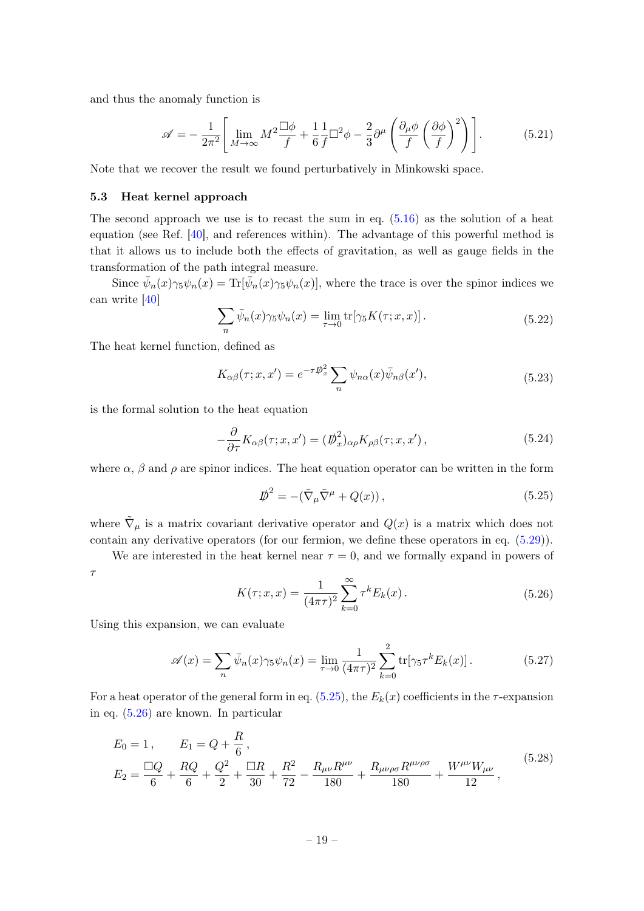and thus the anomaly function is

$$\mathscr{A} = -\frac{1}{2\pi^2}\left[\lim_{M\to\infty} M^2\frac{\Box\phi}{f} + \frac{1}{6}\frac{1}{f}\Box^2\phi - \frac{2}{3}\partial^\mu\left(\frac{\partial_\mu\phi}{f}\left(\frac{\partial\phi}{f}\right)^2\right)\right]. \tag{5.21}$$

Note that we recover the result we found perturbatively in Minkowski space.

### 5.3 Heat kernel approach

The second approach we use is to recast the sum in eq. (5.16) as the solution of a heat equation (see Ref. [40], and references within). The advantage of this powerful method is that it allows us to include both the effects of gravitation, as well as gauge fields in the transformation of the path integral measure.

Since $\bar{\psi}_n(x)\gamma_5\psi_n(x) = \mathrm{Tr}[\bar{\psi}_n(x)\gamma_5\psi_n(x)]$, where the trace is over the spinor indices we can write [40]

$$\sum_n \bar{\psi}_n(x)\gamma_5\psi_n(x) = \lim_{\tau\to 0}\mathrm{tr}[\gamma_5 K(\tau;x,x)]\,. \tag{5.22}$$

The heat kernel function, defined as

$$K_{\alpha\beta}(\tau;x,x') = e^{-\tau \not{D}_x^2}\sum_n \psi_{n\alpha}(x)\bar{\psi}_{n\beta}(x'), \tag{5.23}$$

is the formal solution to the heat equation

$$-\frac{\partial}{\partial\tau}K_{\alpha\beta}(\tau;x,x') = (\not{D}_x^2)_{\alpha\rho}K_{\rho\beta}(\tau;x,x')\,, \tag{5.24}$$

where $\alpha$, $\beta$ and $\rho$ are spinor indices. The heat equation operator can be written in the form

$$\not{D}^2 = -(\tilde{\nabla}_\mu\tilde{\nabla}^\mu + Q(x))\,, \tag{5.25}$$

where $\tilde{\nabla}_\mu$ is a matrix covariant derivative operator and $Q(x)$ is a matrix which does not contain any derivative operators (for our fermion, we define these operators in eq. (5.29)).

We are interested in the heat kernel near $\tau = 0$, and we formally expand in powers of $\tau$

$$K(\tau;x,x) = \frac{1}{(4\pi\tau)^2}\sum_{k=0}^{\infty}\tau^k E_k(x)\,. \tag{5.26}$$

Using this expansion, we can evaluate

$$\mathscr{A}(x) = \sum_n \bar{\psi}_n(x)\gamma_5\psi_n(x) = \lim_{\tau\to 0}\frac{1}{(4\pi\tau)^2}\sum_{k=0}^{2}\mathrm{tr}[\gamma_5\tau^k E_k(x)]\,. \tag{5.27}$$

For a heat operator of the general form in eq. (5.25), the $E_k(x)$ coefficients in the $\tau$-expansion in eq. (5.26) are known. In particular

$$\begin{aligned}
&E_0 = 1\,, \qquad E_1 = Q + \frac{R}{6}\,, \\
&E_2 = \frac{\Box Q}{6} + \frac{RQ}{6} + \frac{Q^2}{2} + \frac{\Box R}{30} + \frac{R^2}{72} - \frac{R_{\mu\nu}R^{\mu\nu}}{180} + \frac{R_{\mu\nu\rho\sigma}R^{\mu\nu\rho\sigma}}{180} + \frac{W^{\mu\nu}W_{\mu\nu}}{12}\,,
\end{aligned} \tag{5.28}$$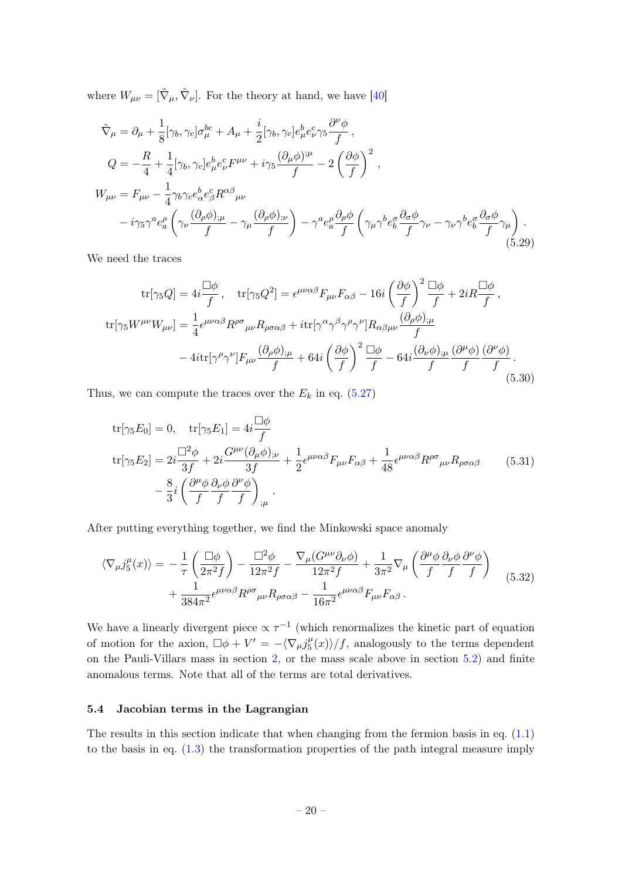where $W_{\mu\nu} = [\tilde{\nabla}_\mu, \tilde{\nabla}_\nu]$. For the theory at hand, we have [40]

$$
\begin{aligned}
\tilde{\nabla}_\mu &= \partial_\mu + \frac{1}{8}[\gamma_b, \gamma_c]\sigma^{bc}_\mu + A_\mu + \frac{i}{2}[\gamma_b, \gamma_c]e^b_\mu e^c_\nu \gamma_5 \frac{\partial^\nu \phi}{f}\,, \\
Q &= -\frac{R}{4} + \frac{1}{4}[\gamma_b, \gamma_c]e^b_\mu e^c_\nu F^{\mu\nu} + i\gamma_5 \frac{(\partial_\mu \phi)^{;\mu}}{f} - 2\left(\frac{\partial \phi}{f}\right)^2\,, \\
W_{\mu\nu} &= F_{\mu\nu} - \frac{1}{4}\gamma_b \gamma_c e^b_\alpha e^c_\beta R^{\alpha\beta}{}_{\mu\nu} \\
&\quad - i\gamma_5 \gamma^a e^\rho_a \left(\gamma_\nu \frac{(\partial_\rho \phi)_{;\mu}}{f} - \gamma_\mu \frac{(\partial_\rho \phi)_{;\nu}}{f}\right) - \gamma^a e^\rho_a \frac{\partial_\rho \phi}{f}\left(\gamma_\mu \gamma^b e^\sigma_b \frac{\partial_\sigma \phi}{f}\gamma_\nu - \gamma_\nu \gamma^b e^\sigma_b \frac{\partial_\sigma \phi}{f}\gamma_\mu\right).
\end{aligned}
\tag{5.29}
$$

We need the traces

$$
\begin{aligned}
\mathrm{tr}[\gamma_5 Q] &= 4i\frac{\Box \phi}{f}\,, \quad \mathrm{tr}[\gamma_5 Q^2] = \epsilon^{\mu\nu\alpha\beta}F_{\mu\nu}F_{\alpha\beta} - 16i\left(\frac{\partial \phi}{f}\right)^2 \frac{\Box \phi}{f} + 2iR\frac{\Box \phi}{f}\,, \\
\mathrm{tr}[\gamma_5 W^{\mu\nu}W_{\mu\nu}] &= \frac{1}{4}\epsilon^{\mu\nu\alpha\beta}R^{\rho\sigma}{}_{\mu\nu}R_{\rho\sigma\alpha\beta} + i\,\mathrm{tr}[\gamma^\alpha \gamma^\beta \gamma^\rho \gamma^\nu]R_{\alpha\beta\mu\nu}\frac{(\partial_\rho \phi)_{;\mu}}{f} \\
&\quad - 4i\,\mathrm{tr}[\gamma^\rho \gamma^\nu]F_{\mu\nu}\frac{(\partial_\rho \phi)_{;\mu}}{f} + 64i\left(\frac{\partial \phi}{f}\right)^2 \frac{\Box \phi}{f} - 64i\frac{(\partial_\nu \phi)_{;\mu}}{f}\frac{(\partial^\mu \phi)}{f}\frac{(\partial^\nu \phi)}{f}\,.
\end{aligned}
\tag{5.30}
$$

Thus, we can compute the traces over the $E_k$ in eq. (5.27)

$$
\begin{aligned}
&\mathrm{tr}[\gamma_5 E_0] = 0, \quad \mathrm{tr}[\gamma_5 E_1] = 4i\frac{\Box \phi}{f} \\
&\mathrm{tr}[\gamma_5 E_2] = 2i\frac{\Box^2 \phi}{3f} + 2i\frac{G^{\mu\nu}(\partial_\mu \phi)_{;\nu}}{3f} + \frac{1}{2}\epsilon^{\mu\nu\alpha\beta}F_{\mu\nu}F_{\alpha\beta} + \frac{1}{48}\epsilon^{\mu\nu\alpha\beta}R^{\rho\sigma}{}_{\mu\nu}R_{\rho\sigma\alpha\beta} \\
&\quad - \frac{8}{3}i\left(\frac{\partial^\mu \phi}{f}\frac{\partial_\nu \phi}{f}\frac{\partial^\nu \phi}{f}\right)_{;\mu}\,.
\end{aligned}
\tag{5.31}
$$

After putting everything together, we find the Minkowski space anomaly

$$
\begin{aligned}
\langle \nabla_\mu j^\mu_5(x)\rangle = &-\frac{1}{\tau}\left(\frac{\Box \phi}{2\pi^2 f}\right) - \frac{\Box^2 \phi}{12\pi^2 f} - \frac{\nabla_\mu (G^{\mu\nu}\partial_\nu \phi)}{12\pi^2 f} + \frac{1}{3\pi^2}\nabla_\mu\left(\frac{\partial^\mu \phi}{f}\frac{\partial_\nu \phi}{f}\frac{\partial^\nu \phi}{f}\right) \\
&+ \frac{1}{384\pi^2}\epsilon^{\mu\nu\alpha\beta}R^{\rho\sigma}{}_{\mu\nu}R_{\rho\sigma\alpha\beta} - \frac{1}{16\pi^2}\epsilon^{\mu\nu\alpha\beta}F_{\mu\nu}F_{\alpha\beta}\,.
\end{aligned}
\tag{5.32}
$$

We have a linearly divergent piece $\propto \tau^{-1}$ (which renormalizes the kinetic part of equation of motion for the axion, $\Box \phi + V' = -\langle \nabla_\mu j^\mu_5(x)\rangle / f$, analogously to the terms dependent on the Pauli-Villars mass in section 2, or the mass scale above in section 5.2) and finite anomalous terms. Note that all of the terms are total derivatives.

### 5.4 Jacobian terms in the Lagrangian

The results in this section indicate that when changing from the fermion basis in eq. (1.1) to the basis in eq. (1.3) the transformation properties of the path integral measure imply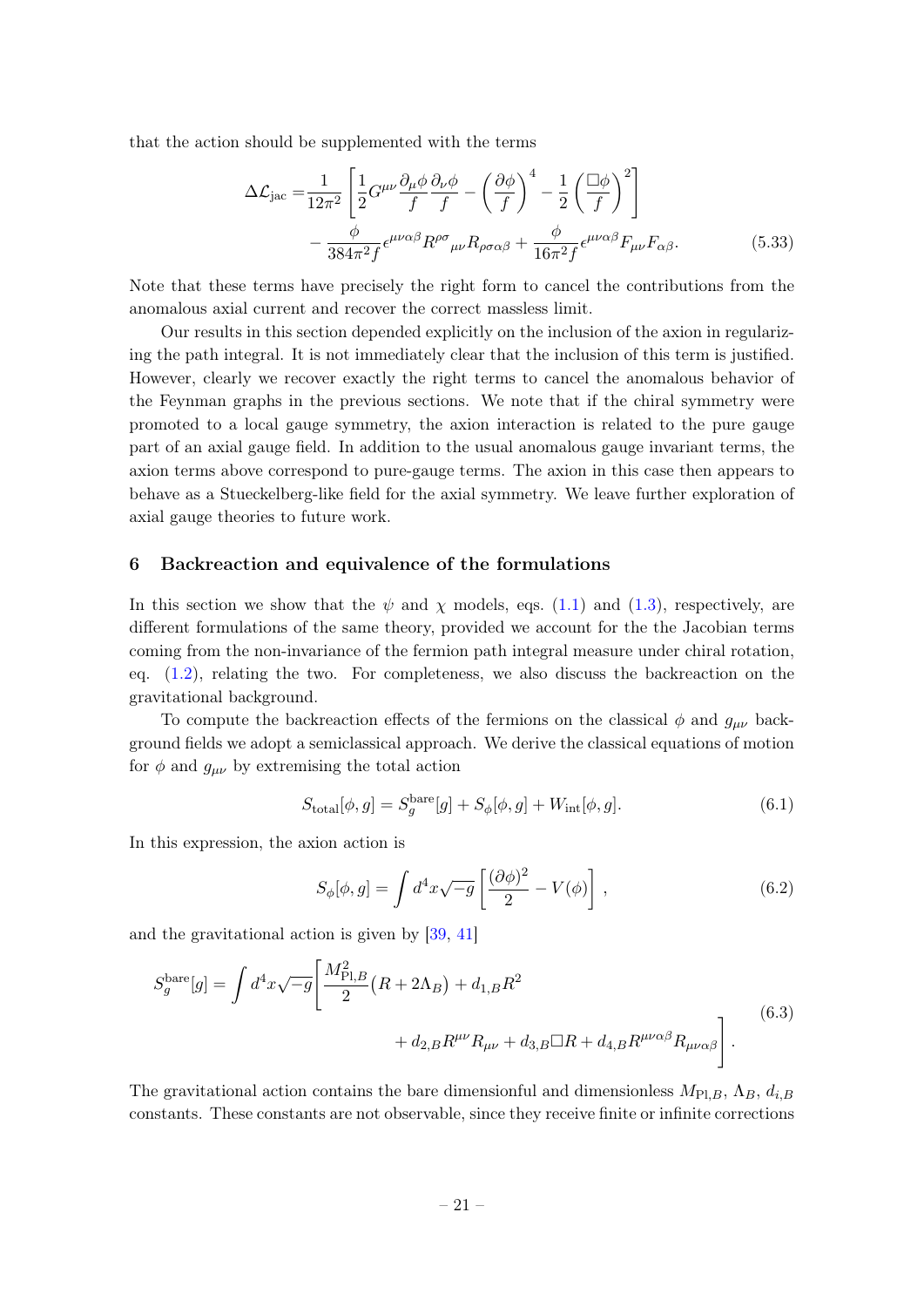that the action should be supplemented with the terms

$$
\begin{aligned}
\Delta\mathcal{L}_{\rm jac} =& \frac{1}{12\pi^2}\left[\frac{1}{2}G^{\mu\nu}\frac{\partial_\mu\phi}{f}\frac{\partial_\nu\phi}{f} - \left(\frac{\partial\phi}{f}\right)^4 - \frac{1}{2}\left(\frac{\Box\phi}{f}\right)^2\right] \\
& - \frac{\phi}{384\pi^2 f}\epsilon^{\mu\nu\alpha\beta}R^{\rho\sigma}{}_{\mu\nu}R_{\rho\sigma\alpha\beta} + \frac{\phi}{16\pi^2 f}\epsilon^{\mu\nu\alpha\beta}F_{\mu\nu}F_{\alpha\beta}.
\end{aligned} \tag{5.33}
$$

Note that these terms have precisely the right form to cancel the contributions from the anomalous axial current and recover the correct massless limit.

Our results in this section depended explicitly on the inclusion of the axion in regularizing the path integral. It is not immediately clear that the inclusion of this term is justified. However, clearly we recover exactly the right terms to cancel the anomalous behavior of the Feynman graphs in the previous sections. We note that if the chiral symmetry were promoted to a local gauge symmetry, the axion interaction is related to the pure gauge part of an axial gauge field. In addition to the usual anomalous gauge invariant terms, the axion terms above correspond to pure-gauge terms. The axion in this case then appears to behave as a Stueckelberg-like field for the axial symmetry. We leave further exploration of axial gauge theories to future work.

## 6 Backreaction and equivalence of the formulations

In this section we show that the $\psi$ and $\chi$ models, eqs. (1.1) and (1.3), respectively, are different formulations of the same theory, provided we account for the the Jacobian terms coming from the non-invariance of the fermion path integral measure under chiral rotation, eq. (1.2), relating the two. For completeness, we also discuss the backreaction on the gravitational background.

To compute the backreaction effects of the fermions on the classical $\phi$ and $g_{\mu\nu}$ background fields we adopt a semiclassical approach. We derive the classical equations of motion for $\phi$ and $g_{\mu\nu}$ by extremising the total action

$$
S_{\rm total}[\phi, g] = S_g^{\rm bare}[g] + S_\phi[\phi, g] + W_{\rm int}[\phi, g]. \tag{6.1}
$$

In this expression, the axion action is

$$
S_\phi[\phi, g] = \int d^4x\sqrt{-g}\left[\frac{(\partial\phi)^2}{2} - V(\phi)\right], \tag{6.2}
$$

and the gravitational action is given by [39, 41]

$$
\begin{aligned}
S_g^{\rm bare}[g] = \int d^4x\sqrt{-g}\Bigg[&\frac{M_{{\rm Pl},B}^2}{2}\left(R + 2\Lambda_B\right) + d_{1,B}R^2 \\
&+ d_{2,B}R^{\mu\nu}R_{\mu\nu} + d_{3,B}\Box R + d_{4,B}R^{\mu\nu\alpha\beta}R_{\mu\nu\alpha\beta}\Bigg].
\end{aligned} \tag{6.3}
$$

The gravitational action contains the bare dimensionful and dimensionless $M_{{\rm Pl},B}$, $\Lambda_B$, $d_{i,B}$ constants. These constants are not observable, since they receive finite or infinite corrections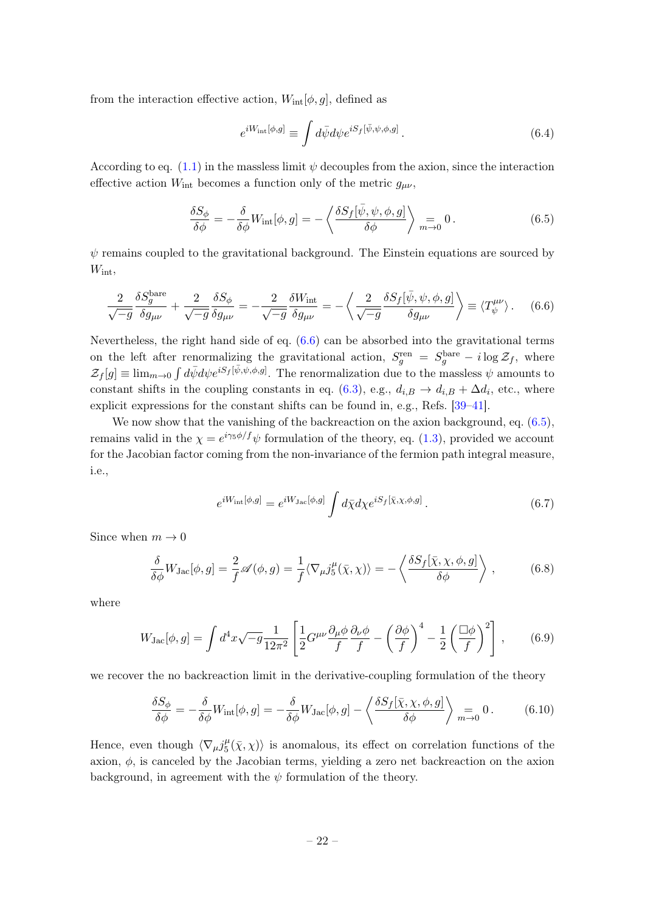from the interaction effective action, $W_{\rm int}[\phi, g]$, defined as

$$e^{iW_{\rm int}[\phi,g]} \equiv \int d\bar{\psi} d\psi e^{iS_f[\bar{\psi},\psi,\phi,g]} \,. \tag{6.4}$$

According to eq. (1.1) in the massless limit $\psi$ decouples from the axion, since the interaction effective action $W_{\rm int}$ becomes a function only of the metric $g_{\mu\nu}$,

$$\frac{\delta S_\phi}{\delta \phi} = -\frac{\delta}{\delta \phi} W_{\rm int}[\phi, g] = -\left\langle \frac{\delta S_f[\bar{\psi}, \psi, \phi, g]}{\delta \phi} \right\rangle \underset{m\to 0}{=} 0 \,. \tag{6.5}$$

$\psi$ remains coupled to the gravitational background. The Einstein equations are sourced by $W_{\rm int}$,

$$\frac{2}{\sqrt{-g}} \frac{\delta S_g^{\rm bare}}{\delta g_{\mu\nu}} + \frac{2}{\sqrt{-g}} \frac{\delta S_\phi}{\delta g_{\mu\nu}} = -\frac{2}{\sqrt{-g}} \frac{\delta W_{\rm int}}{\delta g_{\mu\nu}} = -\left\langle \frac{2}{\sqrt{-g}} \frac{\delta S_f[\bar{\psi}, \psi, \phi, g]}{\delta g_{\mu\nu}} \right\rangle \equiv \langle T^{\mu\nu}_\psi \rangle \,. \tag{6.6}$$

Nevertheless, the right hand side of eq. (6.6) can be absorbed into the gravitational terms on the left after renormalizing the gravitational action, $S_g^{\rm ren} = S_g^{\rm bare} - i \log \mathcal{Z}_f$, where $\mathcal{Z}_f[g] \equiv \lim_{m\to 0} \int d\bar{\psi} d\psi e^{iS_f[\bar{\psi},\psi,\phi,g]}$. The renormalization due to the massless $\psi$ amounts to constant shifts in the coupling constants in eq. (6.3), e.g., $d_{i,B} \to d_{i,B} + \Delta d_i$, etc., where explicit expressions for the constant shifts can be found in, e.g., Refs. [39–41].

We now show that the vanishing of the backreaction on the axion background, eq. (6.5), remains valid in the $\chi = e^{i\gamma_5 \phi/f}\psi$ formulation of the theory, eq. (1.3), provided we account for the Jacobian factor coming from the non-invariance of the fermion path integral measure, i.e.,

$$e^{iW_{\rm int}[\phi,g]} = e^{iW_{\rm Jac}[\phi,g]} \int d\bar{\chi} d\chi e^{iS_f[\bar{\chi},\chi,\phi,g]} \,. \tag{6.7}$$

Since when $m \to 0$

$$\frac{\delta}{\delta \phi} W_{\rm Jac}[\phi, g] = \frac{2}{f} \mathscr{A}(\phi, g) = \frac{1}{f} \langle \nabla_\mu j_5^\mu(\bar{\chi}, \chi) \rangle = -\left\langle \frac{\delta S_f[\bar{\chi}, \chi, \phi, g]}{\delta \phi} \right\rangle \,, \tag{6.8}$$

where

$$W_{\rm Jac}[\phi, g] = \int d^4x \sqrt{-g} \frac{1}{12\pi^2} \left[ \frac{1}{2} G^{\mu\nu} \frac{\partial_\mu \phi}{f} \frac{\partial_\nu \phi}{f} - \left( \frac{\partial \phi}{f} \right)^4 - \frac{1}{2} \left( \frac{\Box \phi}{f} \right)^2 \right] \,, \tag{6.9}$$

we recover the no backreaction limit in the derivative-coupling formulation of the theory

$$\frac{\delta S_\phi}{\delta \phi} = -\frac{\delta}{\delta \phi} W_{\rm int}[\phi, g] = -\frac{\delta}{\delta \phi} W_{\rm Jac}[\phi, g] - \left\langle \frac{\delta S_f[\bar{\chi}, \chi, \phi, g]}{\delta \phi} \right\rangle \underset{m\to 0}{=} 0 \,. \tag{6.10}$$

Hence, even though $\langle \nabla_\mu j_5^\mu(\bar{\chi}, \chi) \rangle$ is anomalous, its effect on correlation functions of the axion, $\phi$, is canceled by the Jacobian terms, yielding a zero net backreaction on the axion background, in agreement with the $\psi$ formulation of the theory.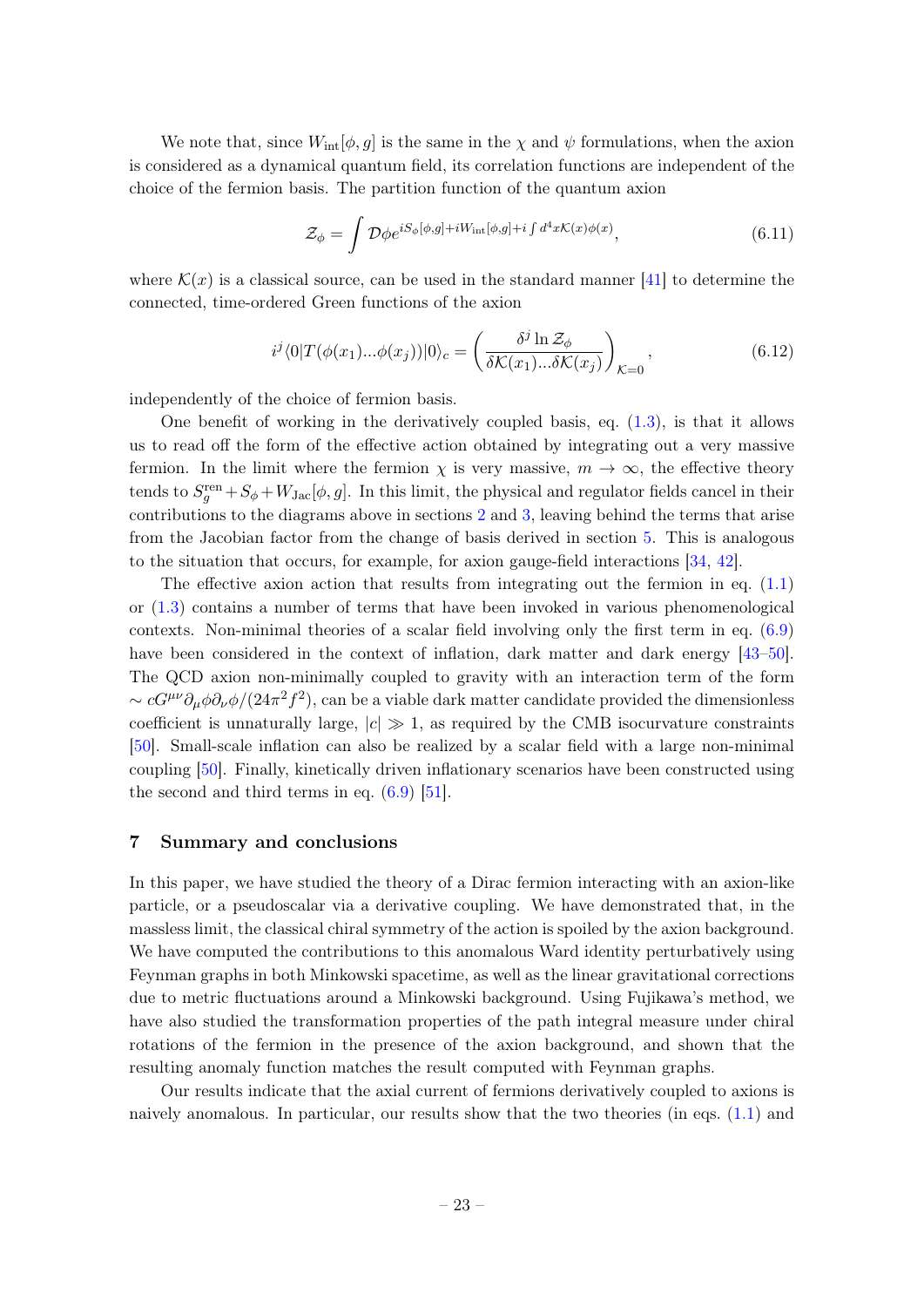We note that, since $W_{\rm int}[\phi, g]$ is the same in the $\chi$ and $\psi$ formulations, when the axion is considered as a dynamical quantum field, its correlation functions are independent of the choice of the fermion basis. The partition function of the quantum axion

$$
\mathcal{Z}_\phi = \int \mathcal{D}\phi e^{iS_\phi[\phi,g]+iW_{\rm int}[\phi,g]+i\int d^4x\mathcal{K}(x)\phi(x)}, \tag{6.11}
$$

where $\mathcal{K}(x)$ is a classical source, can be used in the standard manner [41] to determine the connected, time-ordered Green functions of the axion

$$
i^j\langle 0|T(\phi(x_1)...\phi(x_j))|0\rangle_c = \left(\frac{\delta^j \ln \mathcal{Z}_\phi}{\delta\mathcal{K}(x_1)...\delta\mathcal{K}(x_j)}\right)_{\mathcal{K}=0}, \tag{6.12}
$$

independently of the choice of fermion basis.

One benefit of working in the derivatively coupled basis, eq. (1.3), is that it allows us to read off the form of the effective action obtained by integrating out a very massive fermion. In the limit where the fermion $\chi$ is very massive, $m \to \infty$, the effective theory tends to $S_g^{\rm ren} + S_\phi + W_{\rm Jac}[\phi, g]$. In this limit, the physical and regulator fields cancel in their contributions to the diagrams above in sections 2 and 3, leaving behind the terms that arise from the Jacobian factor from the change of basis derived in section 5. This is analogous to the situation that occurs, for example, for axion gauge-field interactions [34, 42].

The effective axion action that results from integrating out the fermion in eq. (1.1) or (1.3) contains a number of terms that have been invoked in various phenomenological contexts. Non-minimal theories of a scalar field involving only the first term in eq. (6.9) have been considered in the context of inflation, dark matter and dark energy [43–50]. The QCD axion non-minimally coupled to gravity with an interaction term of the form $\sim cG^{\mu\nu}\partial_\mu\phi\partial_\nu\phi/(24\pi^2 f^2)$, can be a viable dark matter candidate provided the dimensionless coefficient is unnaturally large, $|c| \gg 1$, as required by the CMB isocurvature constraints [50]. Small-scale inflation can also be realized by a scalar field with a large non-minimal coupling [50]. Finally, kinetically driven inflationary scenarios have been constructed using the second and third terms in eq. (6.9) [51].

## 7 Summary and conclusions

In this paper, we have studied the theory of a Dirac fermion interacting with an axion-like particle, or a pseudoscalar via a derivative coupling. We have demonstrated that, in the massless limit, the classical chiral symmetry of the action is spoiled by the axion background. We have computed the contributions to this anomalous Ward identity perturbatively using Feynman graphs in both Minkowski spacetime, as well as the linear gravitational corrections due to metric fluctuations around a Minkowski background. Using Fujikawa's method, we have also studied the transformation properties of the path integral measure under chiral rotations of the fermion in the presence of the axion background, and shown that the resulting anomaly function matches the result computed with Feynman graphs.

Our results indicate that the axial current of fermions derivatively coupled to axions is naively anomalous. In particular, our results show that the two theories (in eqs. (1.1) and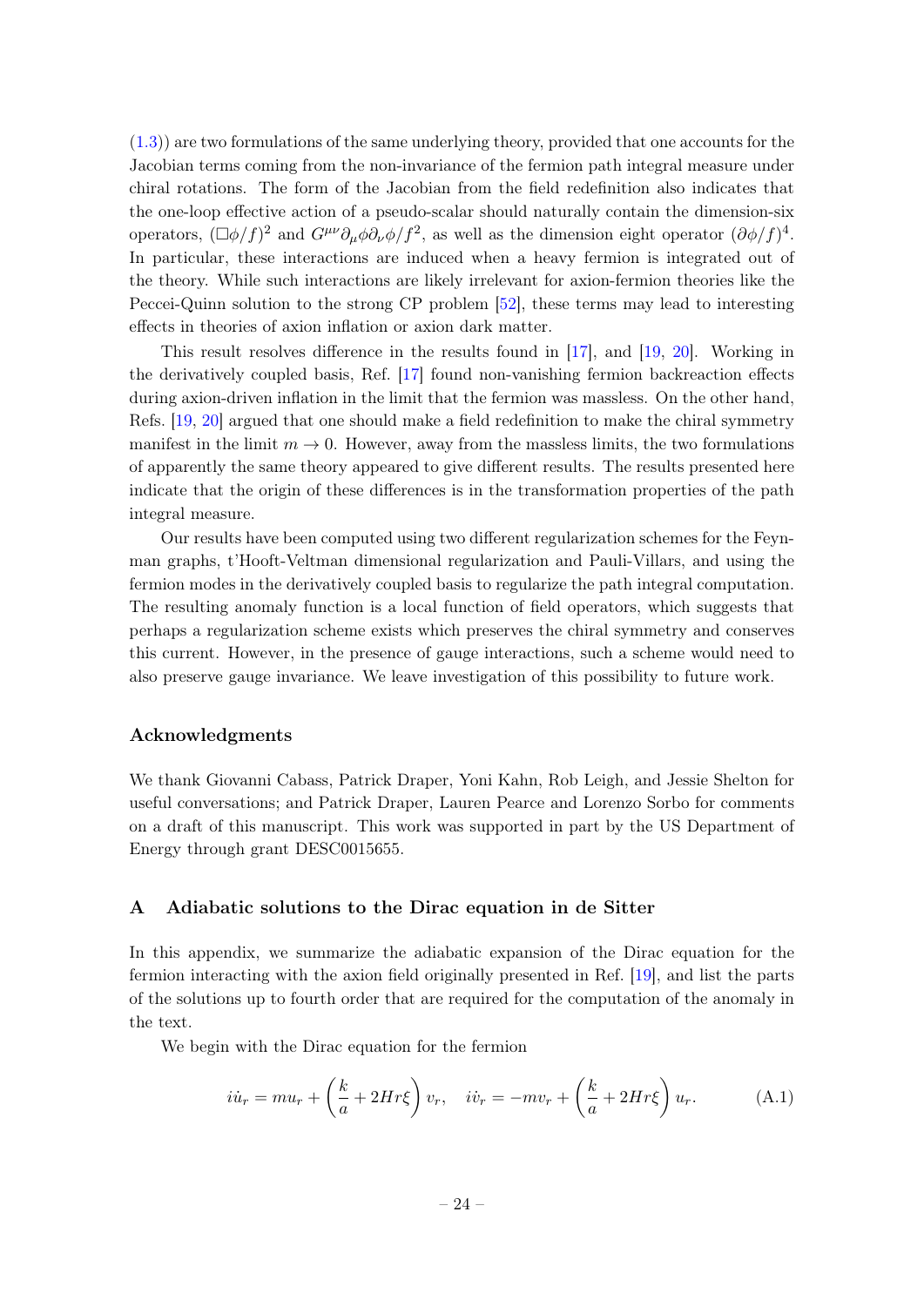(1.3)) are two formulations of the same underlying theory, provided that one accounts for the Jacobian terms coming from the non-invariance of the fermion path integral measure under chiral rotations. The form of the Jacobian from the field redefinition also indicates that the one-loop effective action of a pseudo-scalar should naturally contain the dimension-six operators, $(\Box\phi/f)^2$ and $G^{\mu\nu}\partial_\mu\phi\partial_\nu\phi/f^2$, as well as the dimension eight operator $(\partial\phi/f)^4$. In particular, these interactions are induced when a heavy fermion is integrated out of the theory. While such interactions are likely irrelevant for axion-fermion theories like the Peccei-Quinn solution to the strong CP problem [52], these terms may lead to interesting effects in theories of axion inflation or axion dark matter.

This result resolves difference in the results found in [17], and [19, 20]. Working in the derivatively coupled basis, Ref. [17] found non-vanishing fermion backreaction effects during axion-driven inflation in the limit that the fermion was massless. On the other hand, Refs. [19, 20] argued that one should make a field redefinition to make the chiral symmetry manifest in the limit $m \to 0$. However, away from the massless limits, the two formulations of apparently the same theory appeared to give different results. The results presented here indicate that the origin of these differences is in the transformation properties of the path integral measure.

Our results have been computed using two different regularization schemes for the Feynman graphs, t'Hooft-Veltman dimensional regularization and Pauli-Villars, and using the fermion modes in the derivatively coupled basis to regularize the path integral computation. The resulting anomaly function is a local function of field operators, which suggests that perhaps a regularization scheme exists which preserves the chiral symmetry and conserves this current. However, in the presence of gauge interactions, such a scheme would need to also preserve gauge invariance. We leave investigation of this possibility to future work.

### Acknowledgments

We thank Giovanni Cabass, Patrick Draper, Yoni Kahn, Rob Leigh, and Jessie Shelton for useful conversations; and Patrick Draper, Lauren Pearce and Lorenzo Sorbo for comments on a draft of this manuscript. This work was supported in part by the US Department of Energy through grant DESC0015655.

## A Adiabatic solutions to the Dirac equation in de Sitter

In this appendix, we summarize the adiabatic expansion of the Dirac equation for the fermion interacting with the axion field originally presented in Ref. [19], and list the parts of the solutions up to fourth order that are required for the computation of the anomaly in the text.

We begin with the Dirac equation for the fermion

$$i\dot{u}_r = m u_r + \left(\frac{k}{a} + 2Hr\xi\right) v_r, \quad i\dot{v}_r = -m v_r + \left(\frac{k}{a} + 2Hr\xi\right) u_r. \tag{A.1}$$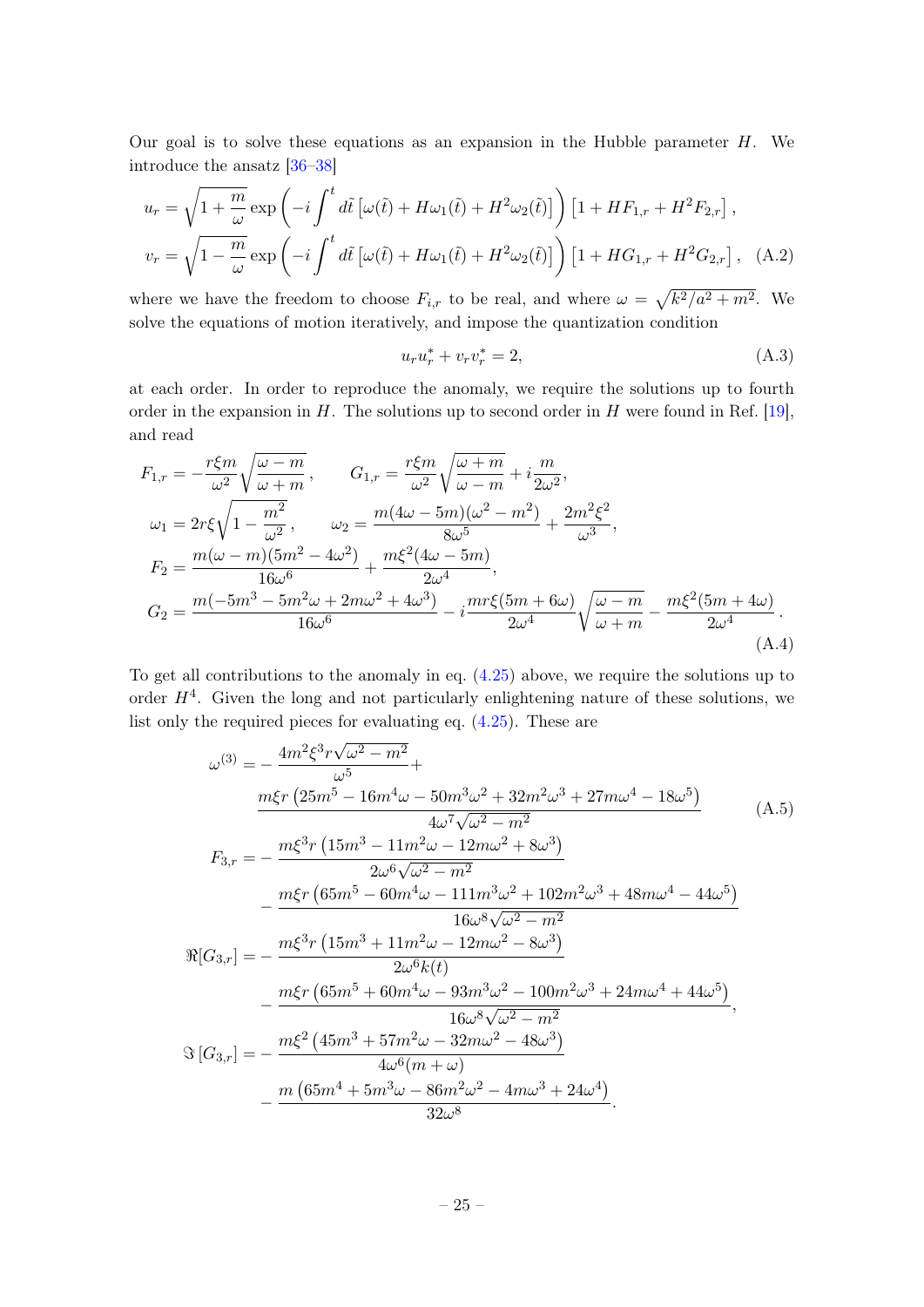Our goal is to solve these equations as an expansion in the Hubble parameter $H$. We introduce the ansatz [36–38]

$$
\begin{aligned}
u_r &= \sqrt{1+\frac{m}{\omega}}\exp\left(-i\int^t d\tilde{t}\left[\omega(\tilde{t})+H\omega_1(\tilde{t})+H^2\omega_2(\tilde{t})\right]\right)\left[1+HF_{1,r}+H^2F_{2,r}\right],\\
v_r &= \sqrt{1-\frac{m}{\omega}}\exp\left(-i\int^t d\tilde{t}\left[\omega(\tilde{t})+H\omega_1(\tilde{t})+H^2\omega_2(\tilde{t})\right]\right)\left[1+HG_{1,r}+H^2G_{2,r}\right], \quad \text{(A.2)}
\end{aligned}
$$

where we have the freedom to choose $F_{i,r}$ to be real, and where $\omega = \sqrt{k^2/a^2+m^2}$. We solve the equations of motion iteratively, and impose the quantization condition

$$
u_r u_r^* + v_r v_r^* = 2, \tag{A.3}
$$

at each order. In order to reproduce the anomaly, we require the solutions up to fourth order in the expansion in $H$. The solutions up to second order in $H$ were found in Ref. [19], and read

$$
\begin{aligned}
F_{1,r} &= -\frac{r\xi m}{\omega^2}\sqrt{\frac{\omega-m}{\omega+m}}, \qquad G_{1,r} = \frac{r\xi m}{\omega^2}\sqrt{\frac{\omega+m}{\omega-m}} + i\frac{m}{2\omega^2},\\
\omega_1 &= 2r\xi\sqrt{1-\frac{m^2}{\omega^2}}, \qquad \omega_2 = \frac{m(4\omega-5m)(\omega^2-m^2)}{8\omega^5} + \frac{2m^2\xi^2}{\omega^3},\\
F_2 &= \frac{m(\omega-m)(5m^2-4\omega^2)}{16\omega^6} + \frac{m\xi^2(4\omega-5m)}{2\omega^4},\\
G_2 &= \frac{m(-5m^3-5m^2\omega+2m\omega^2+4\omega^3)}{16\omega^6} - i\frac{mr\xi(5m+6\omega)}{2\omega^4}\sqrt{\frac{\omega-m}{\omega+m}} - \frac{m\xi^2(5m+4\omega)}{2\omega^4}.
\end{aligned} \tag{A.4}
$$

To get all contributions to the anomaly in eq. (4.25) above, we require the solutions up to order $H^4$. Given the long and not particularly enlightening nature of these solutions, we list only the required pieces for evaluating eq. (4.25). These are

$$
\begin{aligned}
\omega^{(3)} &= -\frac{4m^2\xi^3 r\sqrt{\omega^2-m^2}}{\omega^5} + \\
&\qquad \frac{m\xi r\left(25m^5-16m^4\omega-50m^3\omega^2+32m^2\omega^3+27m\omega^4-18\omega^5\right)}{4\omega^7\sqrt{\omega^2-m^2}}\\
F_{3,r} &= -\frac{m\xi^3 r\left(15m^3-11m^2\omega-12m\omega^2+8\omega^3\right)}{2\omega^6\sqrt{\omega^2-m^2}}\\
&\quad -\frac{m\xi r\left(65m^5-60m^4\omega-111m^3\omega^2+102m^2\omega^3+48m\omega^4-44\omega^5\right)}{16\omega^8\sqrt{\omega^2-m^2}}\\
\Re[G_{3,r}] &= -\frac{m\xi^3 r\left(15m^3+11m^2\omega-12m\omega^2-8\omega^3\right)}{2\omega^6 k(t)}\\
&\quad -\frac{m\xi r\left(65m^5+60m^4\omega-93m^3\omega^2-100m^2\omega^3+24m\omega^4+44\omega^5\right)}{16\omega^8\sqrt{\omega^2-m^2}},\\
\Im\left[G_{3,r}\right] &= -\frac{m\xi^2\left(45m^3+57m^2\omega-32m\omega^2-48\omega^3\right)}{4\omega^6(m+\omega)}\\
&\quad -\frac{m\left(65m^4+5m^3\omega-86m^2\omega^2-4m\omega^3+24\omega^4\right)}{32\omega^8}.
\end{aligned} \tag{A.5}
$$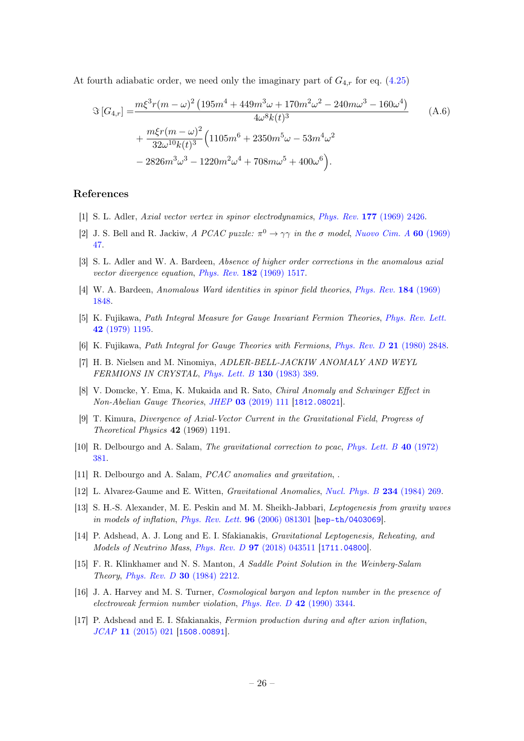At fourth adiabatic order, we need only the imaginary part of $G_{4,r}$ for eq. (4.25)

$$
\begin{aligned}
\Im\left[G_{4,r}\right] =& \frac{m\xi^3 r(m-\omega)^2\left(195m^4+449m^3\omega+170m^2\omega^2-240m\omega^3-160\omega^4\right)}{4\omega^8 k(t)^3} \\
&+\frac{m\xi r(m-\omega)^2}{32\omega^{10}k(t)^3}\Big(1105m^6+2350m^5\omega-53m^4\omega^2 \\
&-2826m^3\omega^3-1220m^2\omega^4+708m\omega^5+400\omega^6\Big).
\end{aligned}
\tag{A.6}
$$

## References

[1] S. L. Adler, *Axial vector vertex in spinor electrodynamics*, Phys. Rev. **177** (1969) 2426.

[2] J. S. Bell and R. Jackiw, *A PCAC puzzle: $\pi^0 \to \gamma\gamma$ in the $\sigma$ model*, Nuovo Cim. A **60** (1969) 47.

[3] S. L. Adler and W. A. Bardeen, *Absence of higher order corrections in the anomalous axial vector divergence equation*, Phys. Rev. **182** (1969) 1517.

[4] W. A. Bardeen, *Anomalous Ward identities in spinor field theories*, Phys. Rev. **184** (1969) 1848.

[5] K. Fujikawa, *Path Integral Measure for Gauge Invariant Fermion Theories*, Phys. Rev. Lett. **42** (1979) 1195.

[6] K. Fujikawa, *Path Integral for Gauge Theories with Fermions*, Phys. Rev. D **21** (1980) 2848.

[7] H. B. Nielsen and M. Ninomiya, *ADLER-BELL-JACKIW ANOMALY AND WEYL FERMIONS IN CRYSTAL*, Phys. Lett. B **130** (1983) 389.

[8] V. Domcke, Y. Ema, K. Mukaida and R. Sato, *Chiral Anomaly and Schwinger Effect in Non-Abelian Gauge Theories*, JHEP **03** (2019) 111 [1812.08021].

[9] T. Kimura, *Divergence of Axial-Vector Current in the Gravitational Field*, *Progress of Theoretical Physics* **42** (1969) 1191.

[10] R. Delbourgo and A. Salam, *The gravitational correction to pcac*, Phys. Lett. B **40** (1972) 381.

[11] R. Delbourgo and A. Salam, *PCAC anomalies and gravitation*, .

[12] L. Alvarez-Gaume and E. Witten, *Gravitational Anomalies*, Nucl. Phys. B **234** (1984) 269.

[13] S. H.-S. Alexander, M. E. Peskin and M. M. Sheikh-Jabbari, *Leptogenesis from gravity waves in models of inflation*, Phys. Rev. Lett. **96** (2006) 081301 [hep-th/0403069].

[14] P. Adshead, A. J. Long and E. I. Sfakianakis, *Gravitational Leptogenesis, Reheating, and Models of Neutrino Mass*, Phys. Rev. D **97** (2018) 043511 [1711.04800].

[15] F. R. Klinkhamer and N. S. Manton, *A Saddle Point Solution in the Weinberg-Salam Theory*, Phys. Rev. D **30** (1984) 2212.

[16] J. A. Harvey and M. S. Turner, *Cosmological baryon and lepton number in the presence of electroweak fermion number violation*, Phys. Rev. D **42** (1990) 3344.

[17] P. Adshead and E. I. Sfakianakis, *Fermion production during and after axion inflation*, JCAP **11** (2015) 021 [1508.00891].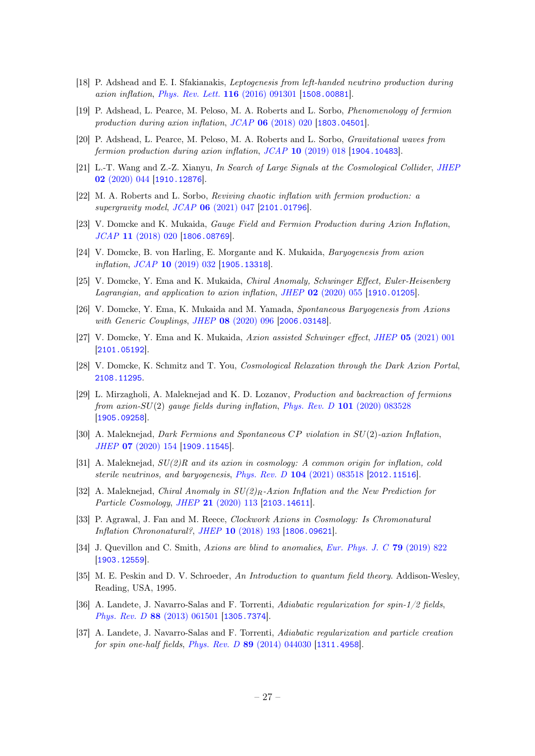- [18] P. Adshead and E. I. Sfakianakis, *Leptogenesis from left-handed neutrino production during axion inflation*, *Phys. Rev. Lett.* **116** (2016) 091301 [1508.00881].
- [19] P. Adshead, L. Pearce, M. Peloso, M. A. Roberts and L. Sorbo, *Phenomenology of fermion production during axion inflation*, *JCAP* **06** (2018) 020 [1803.04501].
- [20] P. Adshead, L. Pearce, M. Peloso, M. A. Roberts and L. Sorbo, *Gravitational waves from fermion production during axion inflation*, *JCAP* **10** (2019) 018 [1904.10483].
- [21] L.-T. Wang and Z.-Z. Xianyu, *In Search of Large Signals at the Cosmological Collider*, *JHEP* **02** (2020) 044 [1910.12876].
- [22] M. A. Roberts and L. Sorbo, *Reviving chaotic inflation with fermion production: a supergravity model*, *JCAP* **06** (2021) 047 [2101.01796].
- [23] V. Domcke and K. Mukaida, *Gauge Field and Fermion Production during Axion Inflation*, *JCAP* **11** (2018) 020 [1806.08769].
- [24] V. Domcke, B. von Harling, E. Morgante and K. Mukaida, *Baryogenesis from axion inflation*, *JCAP* **10** (2019) 032 [1905.13318].
- [25] V. Domcke, Y. Ema and K. Mukaida, *Chiral Anomaly, Schwinger Effect, Euler-Heisenberg Lagrangian, and application to axion inflation*, *JHEP* **02** (2020) 055 [1910.01205].
- [26] V. Domcke, Y. Ema, K. Mukaida and M. Yamada, *Spontaneous Baryogenesis from Axions with Generic Couplings*, *JHEP* **08** (2020) 096 [2006.03148].
- [27] V. Domcke, Y. Ema and K. Mukaida, *Axion assisted Schwinger effect*, *JHEP* **05** (2021) 001 [2101.05192].
- [28] V. Domcke, K. Schmitz and T. You, *Cosmological Relaxation through the Dark Axion Portal*, 2108.11295.
- [29] L. Mirzagholi, A. Maleknejad and K. D. Lozanov, *Production and backreaction of fermions from axion-$SU(2)$ gauge fields during inflation*, *Phys. Rev. D* **101** (2020) 083528 [1905.09258].
- [30] A. Maleknejad, *Dark Fermions and Spontaneous $CP$ violation in $SU(2)$-axion Inflation*, *JHEP* **07** (2020) 154 [1909.11545].
- [31] A. Maleknejad, *SU(2)R and its axion in cosmology: A common origin for inflation, cold sterile neutrinos, and baryogenesis*, *Phys. Rev. D* **104** (2021) 083518 [2012.11516].
- [32] A. Maleknejad, *Chiral Anomaly in $SU(2)_R$-Axion Inflation and the New Prediction for Particle Cosmology*, *JHEP* **21** (2020) 113 [2103.14611].
- [33] P. Agrawal, J. Fan and M. Reece, *Clockwork Axions in Cosmology: Is Chromonatural Inflation Chrononatural?*, *JHEP* **10** (2018) 193 [1806.09621].
- [34] J. Quevillon and C. Smith, *Axions are blind to anomalies*, *Eur. Phys. J. C* **79** (2019) 822 [1903.12559].
- [35] M. E. Peskin and D. V. Schroeder, *An Introduction to quantum field theory*. Addison-Wesley, Reading, USA, 1995.
- [36] A. Landete, J. Navarro-Salas and F. Torrenti, *Adiabatic regularization for spin-1/2 fields*, *Phys. Rev. D* **88** (2013) 061501 [1305.7374].
- [37] A. Landete, J. Navarro-Salas and F. Torrenti, *Adiabatic regularization and particle creation for spin one-half fields*, *Phys. Rev. D* **89** (2014) 044030 [1311.4958].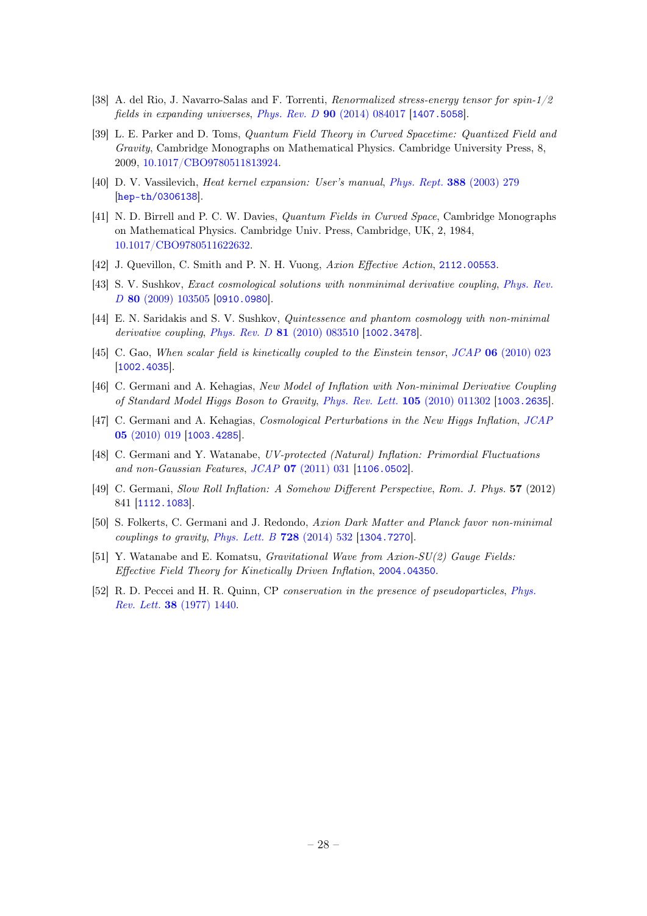[38] A. del Rio, J. Navarro-Salas and F. Torrenti, *Renormalized stress-energy tensor for spin-1/2 fields in expanding universes*, *Phys. Rev. D* **90** (2014) 084017 [1407.5058].

[39] L. E. Parker and D. Toms, *Quantum Field Theory in Curved Spacetime: Quantized Field and Gravity*, Cambridge Monographs on Mathematical Physics. Cambridge University Press, 8, 2009, 10.1017/CBO9780511813924.

[40] D. V. Vassilevich, *Heat kernel expansion: User's manual*, *Phys. Rept.* **388** (2003) 279 [hep-th/0306138].

[41] N. D. Birrell and P. C. W. Davies, *Quantum Fields in Curved Space*, Cambridge Monographs on Mathematical Physics. Cambridge Univ. Press, Cambridge, UK, 2, 1984, 10.1017/CBO9780511622632.

[42] J. Quevillon, C. Smith and P. N. H. Vuong, *Axion Effective Action*, 2112.00553.

[43] S. V. Sushkov, *Exact cosmological solutions with nonminimal derivative coupling*, *Phys. Rev. D* **80** (2009) 103505 [0910.0980].

[44] E. N. Saridakis and S. V. Sushkov, *Quintessence and phantom cosmology with non-minimal derivative coupling*, *Phys. Rev. D* **81** (2010) 083510 [1002.3478].

[45] C. Gao, *When scalar field is kinetically coupled to the Einstein tensor*, *JCAP* **06** (2010) 023 [1002.4035].

[46] C. Germani and A. Kehagias, *New Model of Inflation with Non-minimal Derivative Coupling of Standard Model Higgs Boson to Gravity*, *Phys. Rev. Lett.* **105** (2010) 011302 [1003.2635].

[47] C. Germani and A. Kehagias, *Cosmological Perturbations in the New Higgs Inflation*, *JCAP* **05** (2010) 019 [1003.4285].

[48] C. Germani and Y. Watanabe, *UV-protected (Natural) Inflation: Primordial Fluctuations and non-Gaussian Features*, *JCAP* **07** (2011) 031 [1106.0502].

[49] C. Germani, *Slow Roll Inflation: A Somehow Different Perspective*, *Rom. J. Phys.* **57** (2012) 841 [1112.1083].

[50] S. Folkerts, C. Germani and J. Redondo, *Axion Dark Matter and Planck favor non-minimal couplings to gravity*, *Phys. Lett. B* **728** (2014) 532 [1304.7270].

[51] Y. Watanabe and E. Komatsu, *Gravitational Wave from Axion-SU(2) Gauge Fields: Effective Field Theory for Kinetically Driven Inflation*, 2004.04350.

[52] R. D. Peccei and H. R. Quinn, CP *conservation in the presence of pseudoparticles*, *Phys. Rev. Lett.* **38** (1977) 1440.